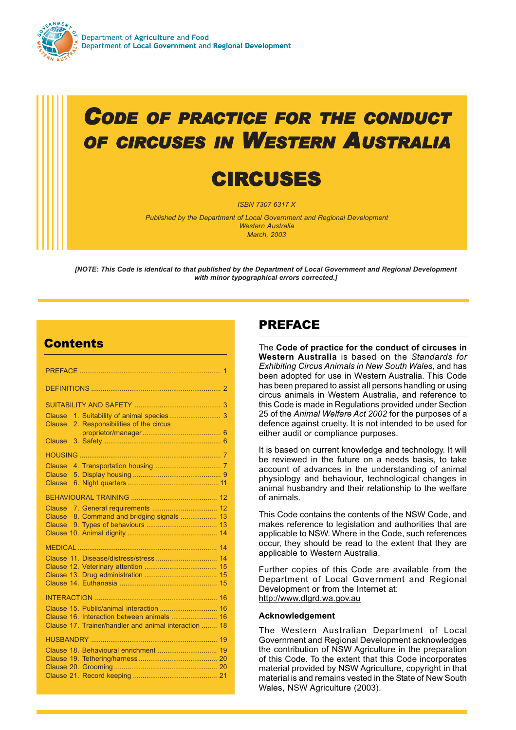Department of Agriculture and Food
Department of Local Government and Regional Development

# Code of practice for the conduct of circuses in Western Australia

# CIRCUSES

*ISBN 7307 6317 X*

*Published by the Department of Local Government and Regional Development*
*Western Australia*
*March, 2003*

***[NOTE: This Code is identical to that published by the Department of Local Government and Regional Development with minor typographical errors corrected.]***

## Contents

| | |
|---|---|
| PREFACE | 1 |
| DEFINITIONS | 2 |
| SUITABILITY AND SAFETY | 3 |
| Clause 1. Suitability of animal species | 3 |
| Clause 2. Responsibilities of the circus proprietor/manager | 6 |
| Clause 3. Safety | 6 |
| HOUSING | 7 |
| Clause 4. Transportation housing | 7 |
| Clause 5. Display housing | 9 |
| Clause 6. Night quarters | 11 |
| BEHAVIOURAL TRAINING | 12 |
| Clause 7. General requirements | 12 |
| Clause 8. Command and bridging signals | 13 |
| Clause 9. Types of behaviours | 13 |
| Clause 10. Animal dignity | 14 |
| MEDICAL | 14 |
| Clause 11. Disease/distress/stress | 14 |
| Clause 12. Veterinary attention | 15 |
| Clause 13. Drug administration | 15 |
| Clause 14. Euthanasia | 15 |
| INTERACTION | 16 |
| Clause 15. Public/animal interaction | 16 |
| Clause 16. Interaction between animals | 16 |
| Clause 17. Trainer/handler and animal interaction | 18 |
| HUSBANDRY | 19 |
| Clause 18. Behavioural enrichment | 19 |
| Clause 19. Tethering/harness | 20 |
| Clause 20. Grooming | 20 |
| Clause 21. Record keeping | 21 |

## PREFACE

The **Code of practice for the conduct of circuses in Western Australia** is based on the *Standards for Exhibiting Circus Animals in New South Wales,* and has been adopted for use in Western Australia. This Code has been prepared to assist all persons handling or using circus animals in Western Australia, and reference to this Code is made in Regulations provided under Section 25 of the *Animal Welfare Act 2002* for the purposes of a defence against cruelty. It is not intended to be used for either audit or compliance purposes.

It is based on current knowledge and technology. It will be reviewed in the future on a needs basis, to take account of advances in the understanding of animal physiology and behaviour, technological changes in animal husbandry and their relationship to the welfare of animals.

This Code contains the contents of the NSW Code, and makes reference to legislation and authorities that are applicable to NSW. Where in the Code, such references occur, they should be read to the extent that they are applicable to Western Australia.

Further copies of this Code are available from the Department of Local Government and Regional Development or from the Internet at: http://www.dlgrd.wa.gov.au

### Acknowledgement

The Western Australian Department of Local Government and Regional Development acknowledges the contribution of NSW Agriculture in the preparation of this Code. To the extent that this Code incorporates material provided by NSW Agriculture, copyright in that material is and remains vested in the State of New South Wales, NSW Agriculture (2003).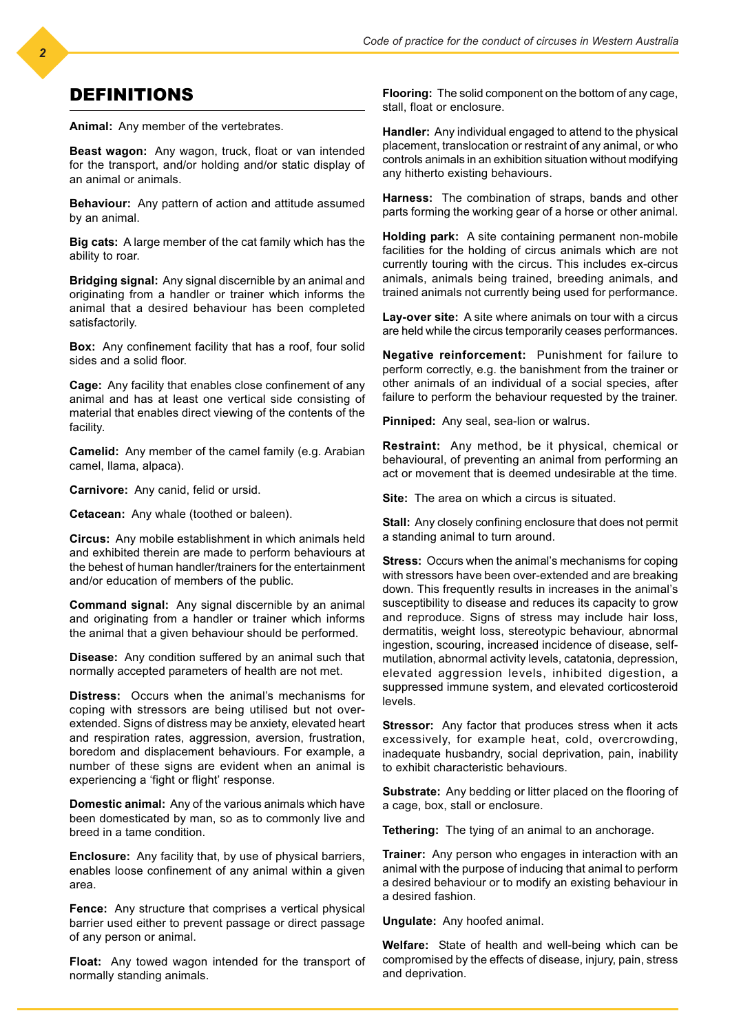# DEFINITIONS

**Animal:** Any member of the vertebrates.

**Beast wagon:** Any wagon, truck, float or van intended for the transport, and/or holding and/or static display of an animal or animals.

**Behaviour:** Any pattern of action and attitude assumed by an animal.

**Big cats:** A large member of the cat family which has the ability to roar.

**Bridging signal:** Any signal discernible by an animal and originating from a handler or trainer which informs the animal that a desired behaviour has been completed satisfactorily.

**Box:** Any confinement facility that has a roof, four solid sides and a solid floor.

**Cage:** Any facility that enables close confinement of any animal and has at least one vertical side consisting of material that enables direct viewing of the contents of the facility.

**Camelid:** Any member of the camel family (e.g. Arabian camel, llama, alpaca).

**Carnivore:** Any canid, felid or ursid.

**Cetacean:** Any whale (toothed or baleen).

**Circus:** Any mobile establishment in which animals held and exhibited therein are made to perform behaviours at the behest of human handler/trainers for the entertainment and/or education of members of the public.

**Command signal:** Any signal discernible by an animal and originating from a handler or trainer which informs the animal that a given behaviour should be performed.

**Disease:** Any condition suffered by an animal such that normally accepted parameters of health are not met.

**Distress:** Occurs when the animal's mechanisms for coping with stressors are being utilised but not over-extended. Signs of distress may be anxiety, elevated heart and respiration rates, aggression, aversion, frustration, boredom and displacement behaviours. For example, a number of these signs are evident when an animal is experiencing a 'fight or flight' response.

**Domestic animal:** Any of the various animals which have been domesticated by man, so as to commonly live and breed in a tame condition.

**Enclosure:** Any facility that, by use of physical barriers, enables loose confinement of any animal within a given area.

**Fence:** Any structure that comprises a vertical physical barrier used either to prevent passage or direct passage of any person or animal.

**Float:** Any towed wagon intended for the transport of normally standing animals.

**Flooring:** The solid component on the bottom of any cage, stall, float or enclosure.

**Handler:** Any individual engaged to attend to the physical placement, translocation or restraint of any animal, or who controls animals in an exhibition situation without modifying any hitherto existing behaviours.

**Harness:** The combination of straps, bands and other parts forming the working gear of a horse or other animal.

**Holding park:** A site containing permanent non-mobile facilities for the holding of circus animals which are not currently touring with the circus. This includes ex-circus animals, animals being trained, breeding animals, and trained animals not currently being used for performance.

**Lay-over site:** A site where animals on tour with a circus are held while the circus temporarily ceases performances.

**Negative reinforcement:** Punishment for failure to perform correctly, e.g. the banishment from the trainer or other animals of an individual of a social species, after failure to perform the behaviour requested by the trainer.

**Pinniped:** Any seal, sea-lion or walrus.

**Restraint:** Any method, be it physical, chemical or behavioural, of preventing an animal from performing an act or movement that is deemed undesirable at the time.

**Site:** The area on which a circus is situated.

**Stall:** Any closely confining enclosure that does not permit a standing animal to turn around.

**Stress:** Occurs when the animal's mechanisms for coping with stressors have been over-extended and are breaking down. This frequently results in increases in the animal's susceptibility to disease and reduces its capacity to grow and reproduce. Signs of stress may include hair loss, dermatitis, weight loss, stereotypic behaviour, abnormal ingestion, scouring, increased incidence of disease, self-mutilation, abnormal activity levels, catatonia, depression, elevated aggression levels, inhibited digestion, a suppressed immune system, and elevated corticosteroid levels.

**Stressor:** Any factor that produces stress when it acts excessively, for example heat, cold, overcrowding, inadequate husbandry, social deprivation, pain, inability to exhibit characteristic behaviours.

**Substrate:** Any bedding or litter placed on the flooring of a cage, box, stall or enclosure.

**Tethering:** The tying of an animal to an anchorage.

**Trainer:** Any person who engages in interaction with an animal with the purpose of inducing that animal to perform a desired behaviour or to modify an existing behaviour in a desired fashion.

**Ungulate:** Any hoofed animal.

**Welfare:** State of health and well-being which can be compromised by the effects of disease, injury, pain, stress and deprivation.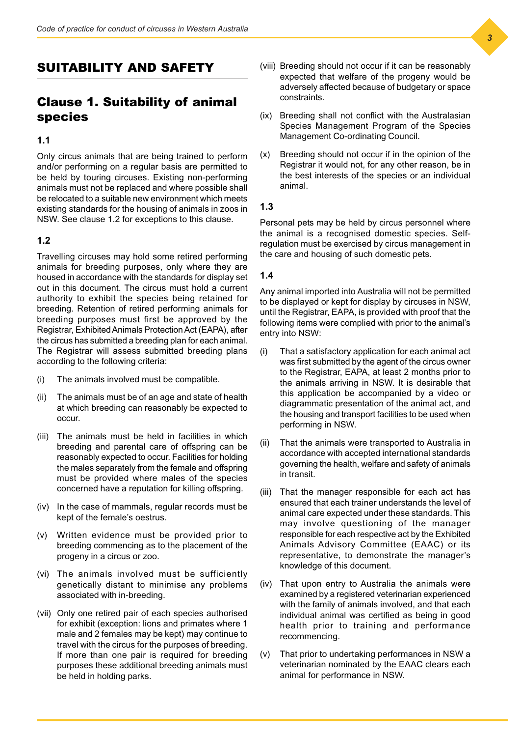## SUITABILITY AND SAFETY

### Clause 1. Suitability of animal species

#### 1.1

Only circus animals that are being trained to perform and/or performing on a regular basis are permitted to be held by touring circuses. Existing non-performing animals must not be replaced and where possible shall be relocated to a suitable new environment which meets existing standards for the housing of animals in zoos in NSW. See clause 1.2 for exceptions to this clause.

#### 1.2

Travelling circuses may hold some retired performing animals for breeding purposes, only where they are housed in accordance with the standards for display set out in this document. The circus must hold a current authority to exhibit the species being retained for breeding. Retention of retired performing animals for breeding purposes must first be approved by the Registrar, Exhibited Animals Protection Act (EAPA), after the circus has submitted a breeding plan for each animal. The Registrar will assess submitted breeding plans according to the following criteria:

(i) The animals involved must be compatible.

(ii) The animals must be of an age and state of health at which breeding can reasonably be expected to occur.

(iii) The animals must be held in facilities in which breeding and parental care of offspring can be reasonably expected to occur. Facilities for holding the males separately from the female and offspring must be provided where males of the species concerned have a reputation for killing offspring.

(iv) In the case of mammals, regular records must be kept of the female's oestrus.

(v) Written evidence must be provided prior to breeding commencing as to the placement of the progeny in a circus or zoo.

(vi) The animals involved must be sufficiently genetically distant to minimise any problems associated with in-breeding.

(vii) Only one retired pair of each species authorised for exhibit (exception: lions and primates where 1 male and 2 females may be kept) may continue to travel with the circus for the purposes of breeding. If more than one pair is required for breeding purposes these additional breeding animals must be held in holding parks.

(viii) Breeding should not occur if it can be reasonably expected that welfare of the progeny would be adversely affected because of budgetary or space constraints.

(ix) Breeding shall not conflict with the Australasian Species Management Program of the Species Management Co-ordinating Council.

(x) Breeding should not occur if in the opinion of the Registrar it would not, for any other reason, be in the best interests of the species or an individual animal.

#### 1.3

Personal pets may be held by circus personnel where the animal is a recognised domestic species. Self-regulation must be exercised by circus management in the care and housing of such domestic pets.

#### 1.4

Any animal imported into Australia will not be permitted to be displayed or kept for display by circuses in NSW, until the Registrar, EAPA, is provided with proof that the following items were complied with prior to the animal's entry into NSW:

(i) That a satisfactory application for each animal act was first submitted by the agent of the circus owner to the Registrar, EAPA, at least 2 months prior to the animals arriving in NSW. It is desirable that this application be accompanied by a video or diagrammatic presentation of the animal act, and the housing and transport facilities to be used when performing in NSW.

(ii) That the animals were transported to Australia in accordance with accepted international standards governing the health, welfare and safety of animals in transit.

(iii) That the manager responsible for each act has ensured that each trainer understands the level of animal care expected under these standards. This may involve questioning of the manager responsible for each respective act by the Exhibited Animals Advisory Committee (EAAC) or its representative, to demonstrate the manager's knowledge of this document.

(iv) That upon entry to Australia the animals were examined by a registered veterinarian experienced with the family of animals involved, and that each individual animal was certified as being in good health prior to training and performance recommencing.

(v) That prior to undertaking performances in NSW a veterinarian nominated by the EAAC clears each animal for performance in NSW.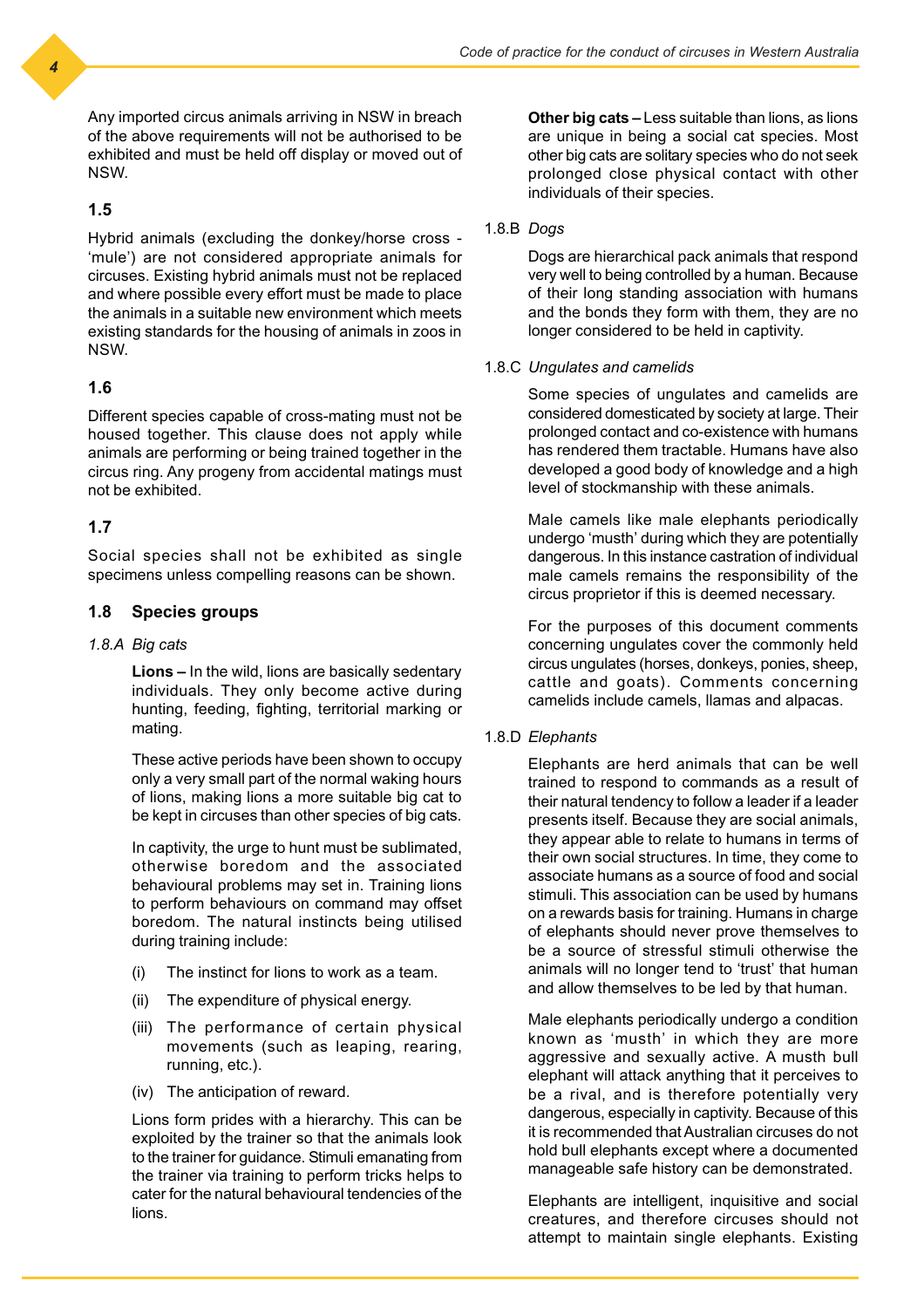Any imported circus animals arriving in NSW in breach of the above requirements will not be authorised to be exhibited and must be held off display or moved out of NSW.

### 1.5

Hybrid animals (excluding the donkey/horse cross - 'mule') are not considered appropriate animals for circuses. Existing hybrid animals must not be replaced and where possible every effort must be made to place the animals in a suitable new environment which meets existing standards for the housing of animals in zoos in NSW.

### 1.6

Different species capable of cross-mating must not be housed together. This clause does not apply while animals are performing or being trained together in the circus ring. Any progeny from accidental matings must not be exhibited.

### 1.7

Social species shall not be exhibited as single specimens unless compelling reasons can be shown.

### 1.8 Species groups

*1.8.A Big cats*

**Lions –** In the wild, lions are basically sedentary individuals. They only become active during hunting, feeding, fighting, territorial marking or mating.

These active periods have been shown to occupy only a very small part of the normal waking hours of lions, making lions a more suitable big cat to be kept in circuses than other species of big cats.

In captivity, the urge to hunt must be sublimated, otherwise boredom and the associated behavioural problems may set in. Training lions to perform behaviours on command may offset boredom. The natural instincts being utilised during training include:

(i) The instinct for lions to work as a team.

(ii) The expenditure of physical energy.

(iii) The performance of certain physical movements (such as leaping, rearing, running, etc.).

(iv) The anticipation of reward.

Lions form prides with a hierarchy. This can be exploited by the trainer so that the animals look to the trainer for guidance. Stimuli emanating from the trainer via training to perform tricks helps to cater for the natural behavioural tendencies of the lions.

**Other big cats –** Less suitable than lions, as lions are unique in being a social cat species. Most other big cats are solitary species who do not seek prolonged close physical contact with other individuals of their species.

1.8.B *Dogs*

Dogs are hierarchical pack animals that respond very well to being controlled by a human. Because of their long standing association with humans and the bonds they form with them, they are no longer considered to be held in captivity.

1.8.C *Ungulates and camelids*

Some species of ungulates and camelids are considered domesticated by society at large. Their prolonged contact and co-existence with humans has rendered them tractable. Humans have also developed a good body of knowledge and a high level of stockmanship with these animals.

Male camels like male elephants periodically undergo 'musth' during which they are potentially dangerous. In this instance castration of individual male camels remains the responsibility of the circus proprietor if this is deemed necessary.

For the purposes of this document comments concerning ungulates cover the commonly held circus ungulates (horses, donkeys, ponies, sheep, cattle and goats). Comments concerning camelids include camels, llamas and alpacas.

1.8.D *Elephants*

Elephants are herd animals that can be well trained to respond to commands as a result of their natural tendency to follow a leader if a leader presents itself. Because they are social animals, they appear able to relate to humans in terms of their own social structures. In time, they come to associate humans as a source of food and social stimuli. This association can be used by humans on a rewards basis for training. Humans in charge of elephants should never prove themselves to be a source of stressful stimuli otherwise the animals will no longer tend to 'trust' that human and allow themselves to be led by that human.

Male elephants periodically undergo a condition known as 'musth' in which they are more aggressive and sexually active. A musth bull elephant will attack anything that it perceives to be a rival, and is therefore potentially very dangerous, especially in captivity. Because of this it is recommended that Australian circuses do not hold bull elephants except where a documented manageable safe history can be demonstrated.

Elephants are intelligent, inquisitive and social creatures, and therefore circuses should not attempt to maintain single elephants. Existing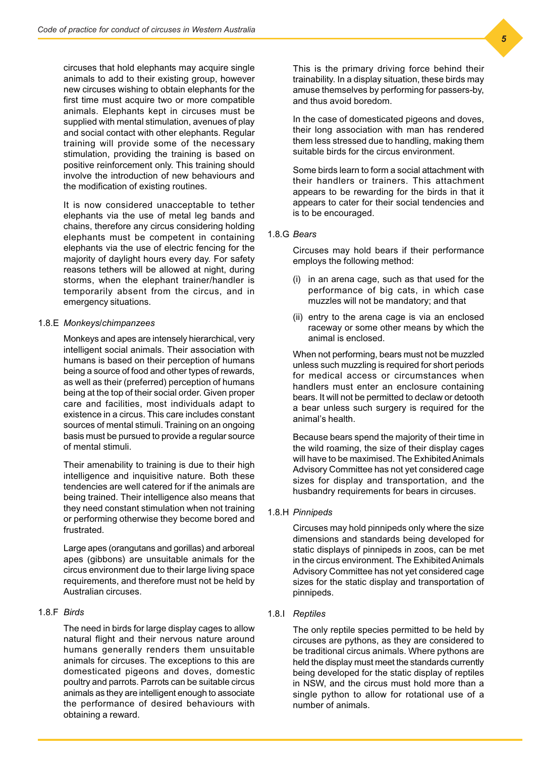circuses that hold elephants may acquire single animals to add to their existing group, however new circuses wishing to obtain elephants for the first time must acquire two or more compatible animals. Elephants kept in circuses must be supplied with mental stimulation, avenues of play and social contact with other elephants. Regular training will provide some of the necessary stimulation, providing the training is based on positive reinforcement only. This training should involve the introduction of new behaviours and the modification of existing routines.

It is now considered unacceptable to tether elephants via the use of metal leg bands and chains, therefore any circus considering holding elephants must be competent in containing elephants via the use of electric fencing for the majority of daylight hours every day. For safety reasons tethers will be allowed at night, during storms, when the elephant trainer/handler is temporarily absent from the circus, and in emergency situations.

### 1.8.E *Monkeys/chimpanzees*

Monkeys and apes are intensely hierarchical, very intelligent social animals. Their association with humans is based on their perception of humans being a source of food and other types of rewards, as well as their (preferred) perception of humans being at the top of their social order. Given proper care and facilities, most individuals adapt to existence in a circus. This care includes constant sources of mental stimuli. Training on an ongoing basis must be pursued to provide a regular source of mental stimuli.

Their amenability to training is due to their high intelligence and inquisitive nature. Both these tendencies are well catered for if the animals are being trained. Their intelligence also means that they need constant stimulation when not training or performing otherwise they become bored and frustrated.

Large apes (orangutans and gorillas) and arboreal apes (gibbons) are unsuitable animals for the circus environment due to their large living space requirements, and therefore must not be held by Australian circuses.

### 1.8.F *Birds*

The need in birds for large display cages to allow natural flight and their nervous nature around humans generally renders them unsuitable animals for circuses. The exceptions to this are domesticated pigeons and doves, domestic poultry and parrots. Parrots can be suitable circus animals as they are intelligent enough to associate the performance of desired behaviours with obtaining a reward. This is the primary driving force behind their trainability. In a display situation, these birds may amuse themselves by performing for passers-by, and thus avoid boredom.

In the case of domesticated pigeons and doves, their long association with man has rendered them less stressed due to handling, making them suitable birds for the circus environment.

Some birds learn to form a social attachment with their handlers or trainers. This attachment appears to be rewarding for the birds in that it appears to cater for their social tendencies and is to be encouraged.

### 1.8.G *Bears*

Circuses may hold bears if their performance employs the following method:

(i) in an arena cage, such as that used for the performance of big cats, in which case muzzles will not be mandatory; and that

(ii) entry to the arena cage is via an enclosed raceway or some other means by which the animal is enclosed.

When not performing, bears must not be muzzled unless such muzzling is required for short periods for medical access or circumstances when handlers must enter an enclosure containing bears. It will not be permitted to declaw or detooth a bear unless such surgery is required for the animal's health.

Because bears spend the majority of their time in the wild roaming, the size of their display cages will have to be maximised. The Exhibited Animals Advisory Committee has not yet considered cage sizes for display and transportation, and the husbandry requirements for bears in circuses.

### 1.8.H *Pinnipeds*

Circuses may hold pinnipeds only where the size dimensions and standards being developed for static displays of pinnipeds in zoos, can be met in the circus environment. The Exhibited Animals Advisory Committee has not yet considered cage sizes for the static display and transportation of pinnipeds.

### 1.8.I *Reptiles*

The only reptile species permitted to be held by circuses are pythons, as they are considered to be traditional circus animals. Where pythons are held the display must meet the standards currently being developed for the static display of reptiles in NSW, and the circus must hold more than a single python to allow for rotational use of a number of animals.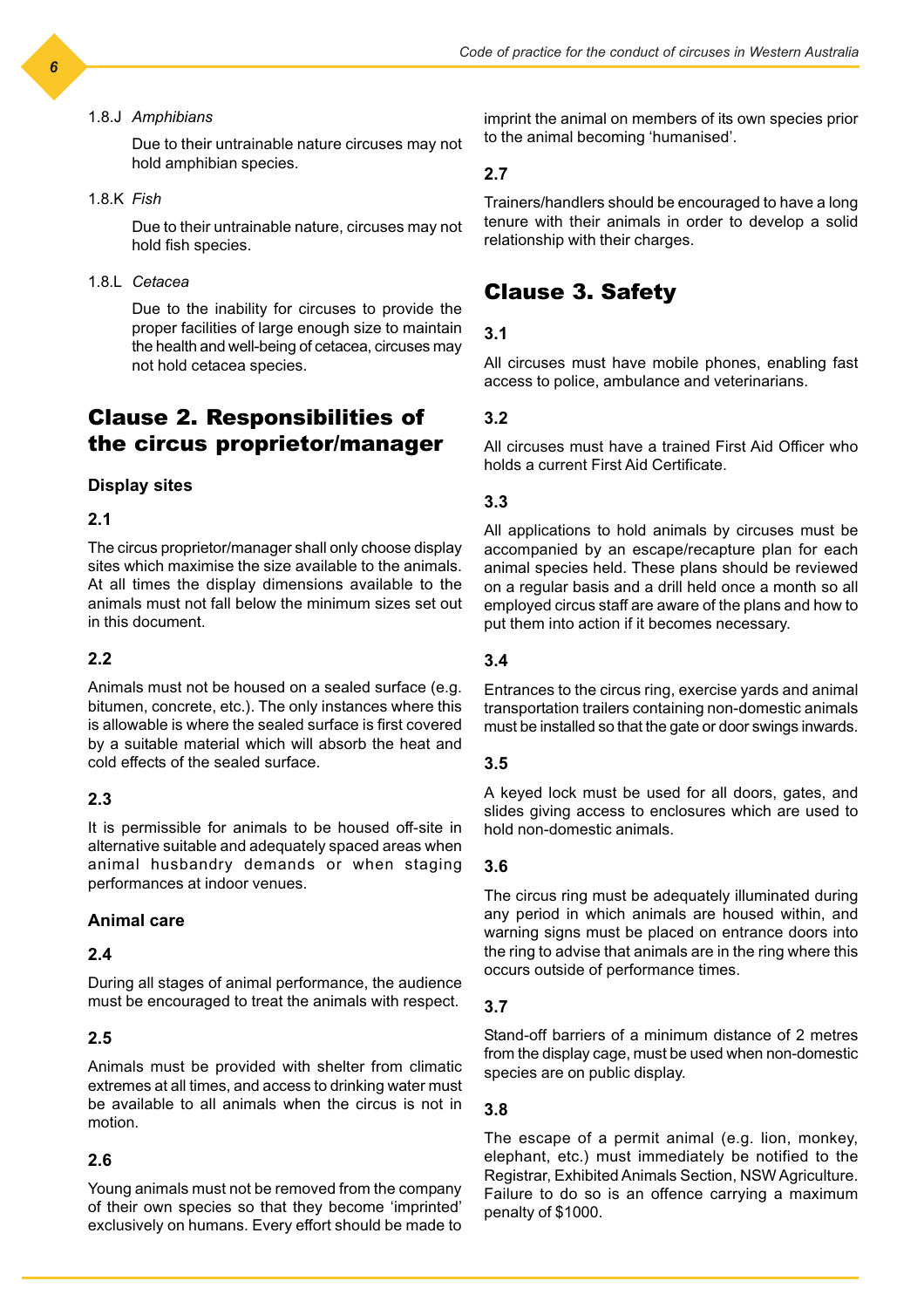1.8.J *Amphibians*

Due to their untrainable nature circuses may not hold amphibian species.

1.8.K *Fish*

Due to their untrainable nature, circuses may not hold fish species.

1.8.L *Cetacea*

Due to the inability for circuses to provide the proper facilities of large enough size to maintain the health and well-being of cetacea, circuses may not hold cetacea species.

## Clause 2. Responsibilities of the circus proprietor/manager

### Display sites

#### 2.1

The circus proprietor/manager shall only choose display sites which maximise the size available to the animals. At all times the display dimensions available to the animals must not fall below the minimum sizes set out in this document.

#### 2.2

Animals must not be housed on a sealed surface (e.g. bitumen, concrete, etc.). The only instances where this is allowable is where the sealed surface is first covered by a suitable material which will absorb the heat and cold effects of the sealed surface.

#### 2.3

It is permissible for animals to be housed off-site in alternative suitable and adequately spaced areas when animal husbandry demands or when staging performances at indoor venues.

### Animal care

#### 2.4

During all stages of animal performance, the audience must be encouraged to treat the animals with respect.

#### 2.5

Animals must be provided with shelter from climatic extremes at all times, and access to drinking water must be available to all animals when the circus is not in motion.

#### 2.6

Young animals must not be removed from the company of their own species so that they become 'imprinted' exclusively on humans. Every effort should be made to imprint the animal on members of its own species prior to the animal becoming 'humanised'.

#### 2.7

Trainers/handlers should be encouraged to have a long tenure with their animals in order to develop a solid relationship with their charges.

## Clause 3. Safety

#### 3.1

All circuses must have mobile phones, enabling fast access to police, ambulance and veterinarians.

#### 3.2

All circuses must have a trained First Aid Officer who holds a current First Aid Certificate.

#### 3.3

All applications to hold animals by circuses must be accompanied by an escape/recapture plan for each animal species held. These plans should be reviewed on a regular basis and a drill held once a month so all employed circus staff are aware of the plans and how to put them into action if it becomes necessary.

#### 3.4

Entrances to the circus ring, exercise yards and animal transportation trailers containing non-domestic animals must be installed so that the gate or door swings inwards.

#### 3.5

A keyed lock must be used for all doors, gates, and slides giving access to enclosures which are used to hold non-domestic animals.

#### 3.6

The circus ring must be adequately illuminated during any period in which animals are housed within, and warning signs must be placed on entrance doors into the ring to advise that animals are in the ring where this occurs outside of performance times.

#### 3.7

Stand-off barriers of a minimum distance of 2 metres from the display cage, must be used when non-domestic species are on public display.

#### 3.8

The escape of a permit animal (e.g. lion, monkey, elephant, etc.) must immediately be notified to the Registrar, Exhibited Animals Section, NSW Agriculture. Failure to do so is an offence carrying a maximum penalty of $1000.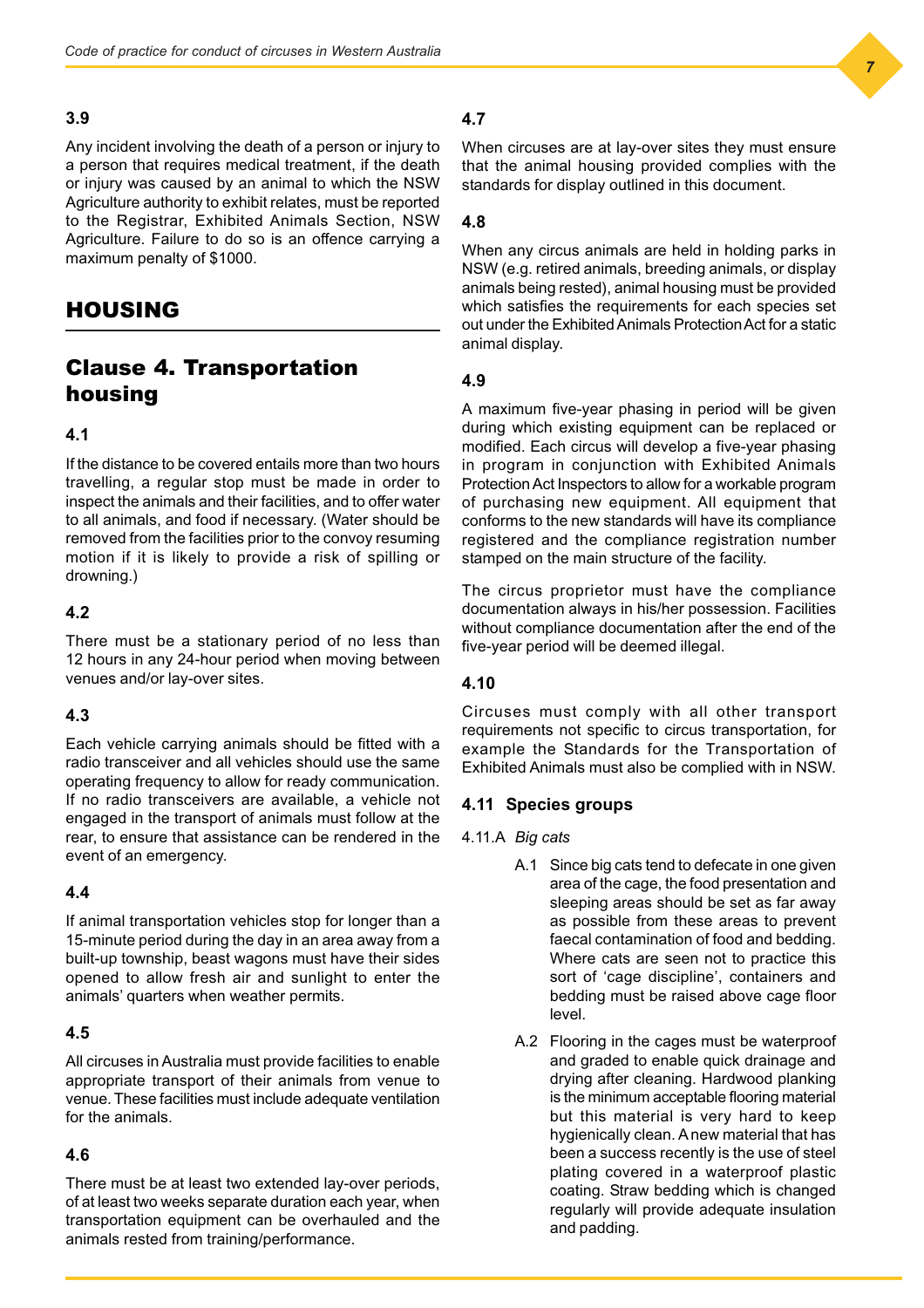### 3.9

Any incident involving the death of a person or injury to a person that requires medical treatment, if the death or injury was caused by an animal to which the NSW Agriculture authority to exhibit relates, must be reported to the Registrar, Exhibited Animals Section, NSW Agriculture. Failure to do so is an offence carrying a maximum penalty of $1000.

# HOUSING

## Clause 4. Transportation housing

### 4.1

If the distance to be covered entails more than two hours travelling, a regular stop must be made in order to inspect the animals and their facilities, and to offer water to all animals, and food if necessary. (Water should be removed from the facilities prior to the convoy resuming motion if it is likely to provide a risk of spilling or drowning.)

### 4.2

There must be a stationary period of no less than 12 hours in any 24-hour period when moving between venues and/or lay-over sites.

### 4.3

Each vehicle carrying animals should be fitted with a radio transceiver and all vehicles should use the same operating frequency to allow for ready communication. If no radio transceivers are available, a vehicle not engaged in the transport of animals must follow at the rear, to ensure that assistance can be rendered in the event of an emergency.

### 4.4

If animal transportation vehicles stop for longer than a 15-minute period during the day in an area away from a built-up township, beast wagons must have their sides opened to allow fresh air and sunlight to enter the animals' quarters when weather permits.

### 4.5

All circuses in Australia must provide facilities to enable appropriate transport of their animals from venue to venue. These facilities must include adequate ventilation for the animals.

### 4.6

There must be at least two extended lay-over periods, of at least two weeks separate duration each year, when transportation equipment can be overhauled and the animals rested from training/performance.

### 4.7

When circuses are at lay-over sites they must ensure that the animal housing provided complies with the standards for display outlined in this document.

### 4.8

When any circus animals are held in holding parks in NSW (e.g. retired animals, breeding animals, or display animals being rested), animal housing must be provided which satisfies the requirements for each species set out under the Exhibited Animals Protection Act for a static animal display.

### 4.9

A maximum five-year phasing in period will be given during which existing equipment can be replaced or modified. Each circus will develop a five-year phasing in program in conjunction with Exhibited Animals Protection Act Inspectors to allow for a workable program of purchasing new equipment. All equipment that conforms to the new standards will have its compliance registered and the compliance registration number stamped on the main structure of the facility.

The circus proprietor must have the compliance documentation always in his/her possession. Facilities without compliance documentation after the end of the five-year period will be deemed illegal.

### 4.10

Circuses must comply with all other transport requirements not specific to circus transportation, for example the Standards for the Transportation of Exhibited Animals must also be complied with in NSW.

### 4.11 Species groups

4.11.A *Big cats*

A.1 Since big cats tend to defecate in one given area of the cage, the food presentation and sleeping areas should be set as far away as possible from these areas to prevent faecal contamination of food and bedding. Where cats are seen not to practice this sort of 'cage discipline', containers and bedding must be raised above cage floor level.

A.2 Flooring in the cages must be waterproof and graded to enable quick drainage and drying after cleaning. Hardwood planking is the minimum acceptable flooring material but this material is very hard to keep hygienically clean. A new material that has been a success recently is the use of steel plating covered in a waterproof plastic coating. Straw bedding which is changed regularly will provide adequate insulation and padding.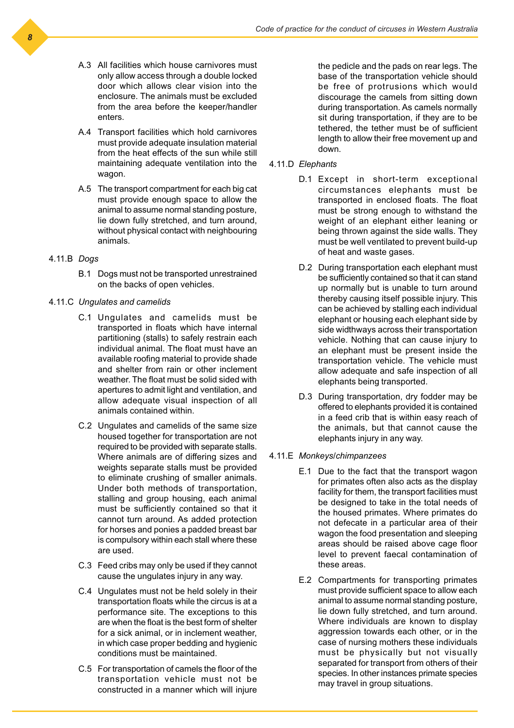A.3 All facilities which house carnivores must only allow access through a double locked door which allows clear vision into the enclosure. The animals must be excluded from the area before the keeper/handler enters.

A.4 Transport facilities which hold carnivores must provide adequate insulation material from the heat effects of the sun while still maintaining adequate ventilation into the wagon.

A.5 The transport compartment for each big cat must provide enough space to allow the animal to assume normal standing posture, lie down fully stretched, and turn around, without physical contact with neighbouring animals.

4.11.B *Dogs*

B.1 Dogs must not be transported unrestrained on the backs of open vehicles.

4.11.C *Ungulates and camelids*

C.1 Ungulates and camelids must be transported in floats which have internal partitioning (stalls) to safely restrain each individual animal. The float must have an available roofing material to provide shade and shelter from rain or other inclement weather. The float must be solid sided with apertures to admit light and ventilation, and allow adequate visual inspection of all animals contained within.

C.2 Ungulates and camelids of the same size housed together for transportation are not required to be provided with separate stalls. Where animals are of differing sizes and weights separate stalls must be provided to eliminate crushing of smaller animals. Under both methods of transportation, stalling and group housing, each animal must be sufficiently contained so that it cannot turn around. As added protection for horses and ponies a padded breast bar is compulsory within each stall where these are used.

C.3 Feed cribs may only be used if they cannot cause the ungulates injury in any way.

C.4 Ungulates must not be held solely in their transportation floats while the circus is at a performance site. The exceptions to this are when the float is the best form of shelter for a sick animal, or in inclement weather, in which case proper bedding and hygienic conditions must be maintained.

C.5 For transportation of camels the floor of the transportation vehicle must not be constructed in a manner which will injure the pedicle and the pads on rear legs. The base of the transportation vehicle should be free of protrusions which would discourage the camels from sitting down during transportation. As camels normally sit during transportation, if they are to be tethered, the tether must be of sufficient length to allow their free movement up and down.

4.11.D *Elephants*

D.1 Except in short-term exceptional circumstances elephants must be transported in enclosed floats. The float must be strong enough to withstand the weight of an elephant either leaning or being thrown against the side walls. They must be well ventilated to prevent build-up of heat and waste gases.

D.2 During transportation each elephant must be sufficiently contained so that it can stand up normally but is unable to turn around thereby causing itself possible injury. This can be achieved by stalling each individual elephant or housing each elephant side by side widthways across their transportation vehicle. Nothing that can cause injury to an elephant must be present inside the transportation vehicle. The vehicle must allow adequate and safe inspection of all elephants being transported.

D.3 During transportation, dry fodder may be offered to elephants provided it is contained in a feed crib that is within easy reach of the animals, but that cannot cause the elephants injury in any way.

4.11.E *Monkeys/chimpanzees*

E.1 Due to the fact that the transport wagon for primates often also acts as the display facility for them, the transport facilities must be designed to take in the total needs of the housed primates. Where primates do not defecate in a particular area of their wagon the food presentation and sleeping areas should be raised above cage floor level to prevent faecal contamination of these areas.

E.2 Compartments for transporting primates must provide sufficient space to allow each animal to assume normal standing posture, lie down fully stretched, and turn around. Where individuals are known to display aggression towards each other, or in the case of nursing mothers these individuals must be physically but not visually separated for transport from others of their species. In other instances primate species may travel in group situations.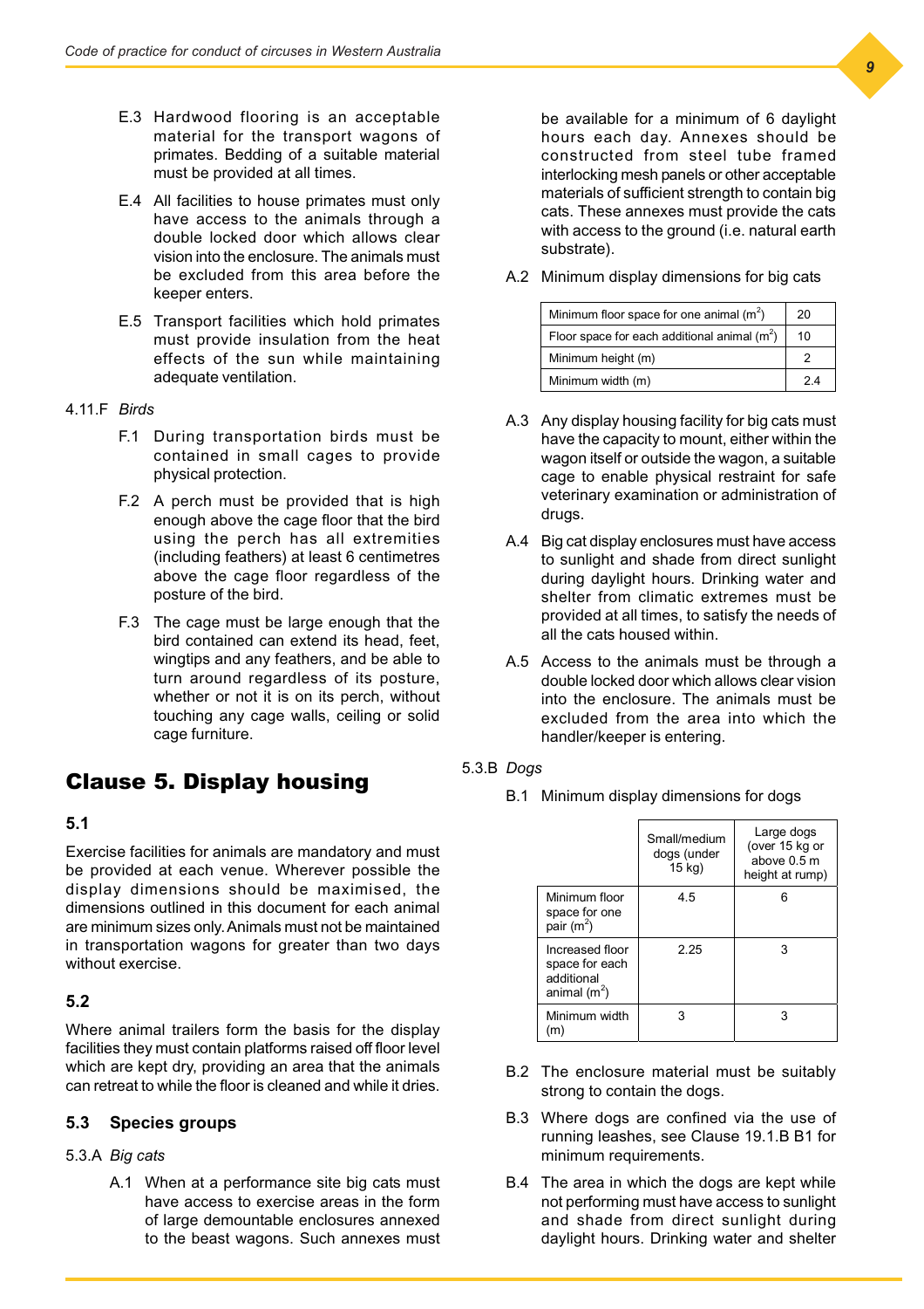E.3 Hardwood flooring is an acceptable material for the transport wagons of primates. Bedding of a suitable material must be provided at all times.

E.4 All facilities to house primates must only have access to the animals through a double locked door which allows clear vision into the enclosure. The animals must be excluded from this area before the keeper enters.

E.5 Transport facilities which hold primates must provide insulation from the heat effects of the sun while maintaining adequate ventilation.

4.11.F *Birds*

F.1 During transportation birds must be contained in small cages to provide physical protection.

F.2 A perch must be provided that is high enough above the cage floor that the bird using the perch has all extremities (including feathers) at least 6 centimetres above the cage floor regardless of the posture of the bird.

F.3 The cage must be large enough that the bird contained can extend its head, feet, wingtips and any feathers, and be able to turn around regardless of its posture, whether or not it is on its perch, without touching any cage walls, ceiling or solid cage furniture.

# Clause 5. Display housing

### 5.1

Exercise facilities for animals are mandatory and must be provided at each venue. Wherever possible the display dimensions should be maximised, the dimensions outlined in this document for each animal are minimum sizes only. Animals must not be maintained in transportation wagons for greater than two days without exercise.

### 5.2

Where animal trailers form the basis for the display facilities they must contain platforms raised off floor level which are kept dry, providing an area that the animals can retreat to while the floor is cleaned and while it dries.

### 5.3 Species groups

5.3.A *Big cats*

A.1 When at a performance site big cats must have access to exercise areas in the form of large demountable enclosures annexed to the beast wagons. Such annexes must be available for a minimum of 6 daylight hours each day. Annexes should be constructed from steel tube framed interlocking mesh panels or other acceptable materials of sufficient strength to contain big cats. These annexes must provide the cats with access to the ground (i.e. natural earth substrate).

A.2 Minimum display dimensions for big cats

| | |
|---|---|
| Minimum floor space for one animal ($m^2$) | 20 |
| Floor space for each additional animal ($m^2$) | 10 |
| Minimum height (m) | 2 |
| Minimum width (m) | 2.4 |

A.3 Any display housing facility for big cats must have the capacity to mount, either within the wagon itself or outside the wagon, a suitable cage to enable physical restraint for safe veterinary examination or administration of drugs.

A.4 Big cat display enclosures must have access to sunlight and shade from direct sunlight during daylight hours. Drinking water and shelter from climatic extremes must be provided at all times, to satisfy the needs of all the cats housed within.

A.5 Access to the animals must be through a double locked door which allows clear vision into the enclosure. The animals must be excluded from the area into which the handler/keeper is entering.

5.3.B *Dogs*

B.1 Minimum display dimensions for dogs

| | Small/medium dogs (under 15 kg) | Large dogs (over 15 kg or above 0.5 m height at rump) |
|---|---|---|
| Minimum floor space for one pair ($m^2$) | 4.5 | 6 |
| Increased floor space for each additional animal ($m^2$) | 2.25 | 3 |
| Minimum width (m) | 3 | 3 |

B.2 The enclosure material must be suitably strong to contain the dogs.

B.3 Where dogs are confined via the use of running leashes, see Clause 19.1.B B1 for minimum requirements.

B.4 The area in which the dogs are kept while not performing must have access to sunlight and shade from direct sunlight during daylight hours. Drinking water and shelter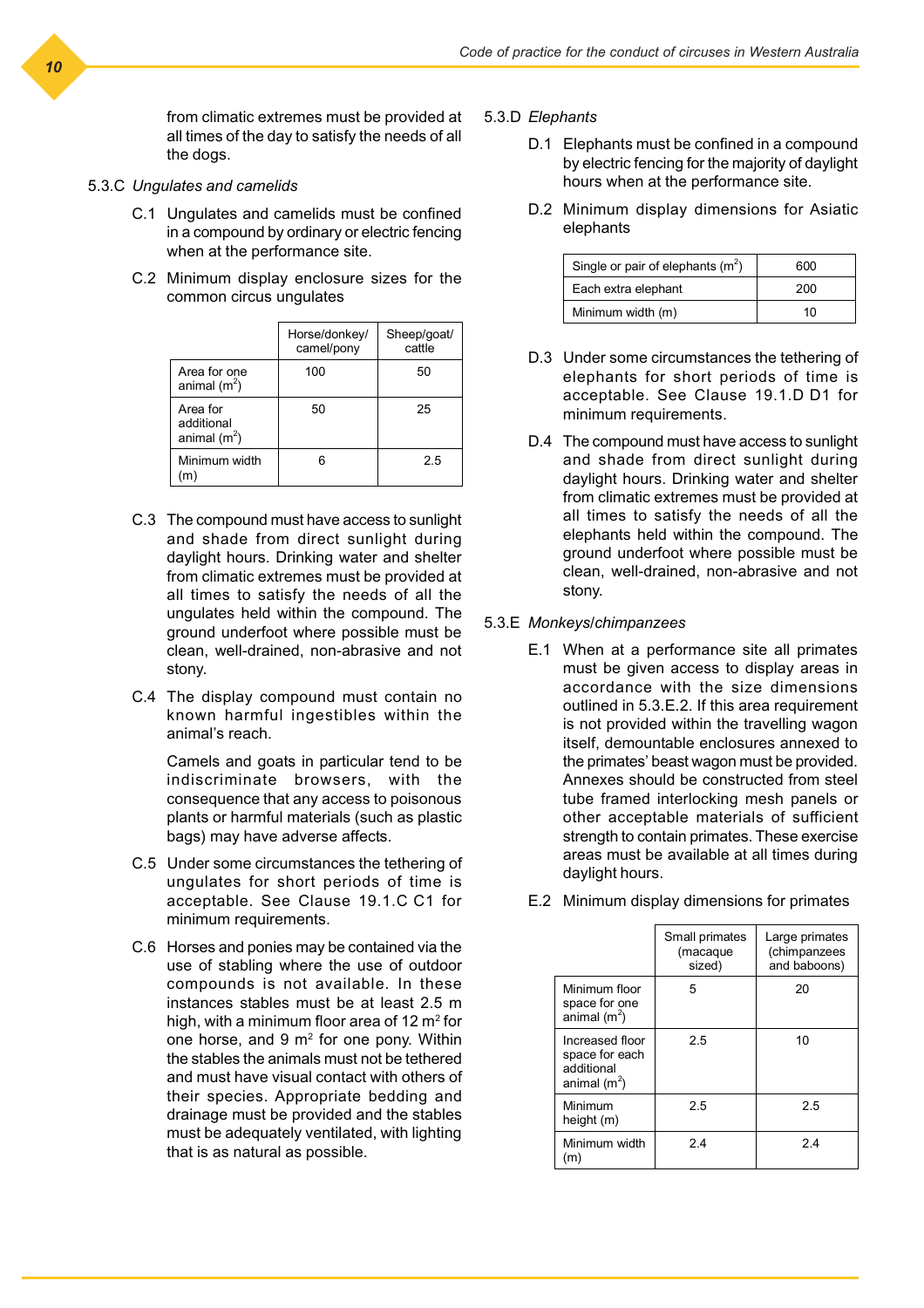from climatic extremes must be provided at all times of the day to satisfy the needs of all the dogs.

### 5.3.C *Ungulates and camelids*

C.1 Ungulates and camelids must be confined in a compound by ordinary or electric fencing when at the performance site.

C.2 Minimum display enclosure sizes for the common circus ungulates

| | Horse/donkey/camel/pony | Sheep/goat/cattle |
|---|---|---|
| Area for one animal ($m^2$) | 100 | 50 |
| Area for additional animal ($m^2$) | 50 | 25 |
| Minimum width (m) | 6 | 2.5 |

C.3 The compound must have access to sunlight and shade from direct sunlight during daylight hours. Drinking water and shelter from climatic extremes must be provided at all times to satisfy the needs of all the ungulates held within the compound. The ground underfoot where possible must be clean, well-drained, non-abrasive and not stony.

C.4 The display compound must contain no known harmful ingestibles within the animal's reach.

Camels and goats in particular tend to be indiscriminate browsers, with the consequence that any access to poisonous plants or harmful materials (such as plastic bags) may have adverse affects.

C.5 Under some circumstances the tethering of ungulates for short periods of time is acceptable. See Clause 19.1.C C1 for minimum requirements.

C.6 Horses and ponies may be contained via the use of stabling where the use of outdoor compounds is not available. In these instances stables must be at least 2.5 m high, with a minimum floor area of 12 $m^2$ for one horse, and 9 $m^2$ for one pony. Within the stables the animals must not be tethered and must have visual contact with others of their species. Appropriate bedding and drainage must be provided and the stables must be adequately ventilated, with lighting that is as natural as possible.

### 5.3.D *Elephants*

D.1 Elephants must be confined in a compound by electric fencing for the majority of daylight hours when at the performance site.

D.2 Minimum display dimensions for Asiatic elephants

| | |
|---|---|
| Single or pair of elephants ($m^2$) | 600 |
| Each extra elephant | 200 |
| Minimum width (m) | 10 |

D.3 Under some circumstances the tethering of elephants for short periods of time is acceptable. See Clause 19.1.D D1 for minimum requirements.

D.4 The compound must have access to sunlight and shade from direct sunlight during daylight hours. Drinking water and shelter from climatic extremes must be provided at all times to satisfy the needs of all the elephants held within the compound. The ground underfoot where possible must be clean, well-drained, non-abrasive and not stony.

### 5.3.E *Monkeys/chimpanzees*

E.1 When at a performance site all primates must be given access to display areas in accordance with the size dimensions outlined in 5.3.E.2. If this area requirement is not provided within the travelling wagon itself, demountable enclosures annexed to the primates' beast wagon must be provided. Annexes should be constructed from steel tube framed interlocking mesh panels or other acceptable materials of sufficient strength to contain primates. These exercise areas must be available at all times during daylight hours.

E.2 Minimum display dimensions for primates

| | Small primates (macaque sized) | Large primates (chimpanzees and baboons) |
|---|---|---|
| Minimum floor space for one animal ($m^2$) | 5 | 20 |
| Increased floor space for each additional animal ($m^2$) | 2.5 | 10 |
| Minimum height (m) | 2.5 | 2.5 |
| Minimum width (m) | 2.4 | 2.4 |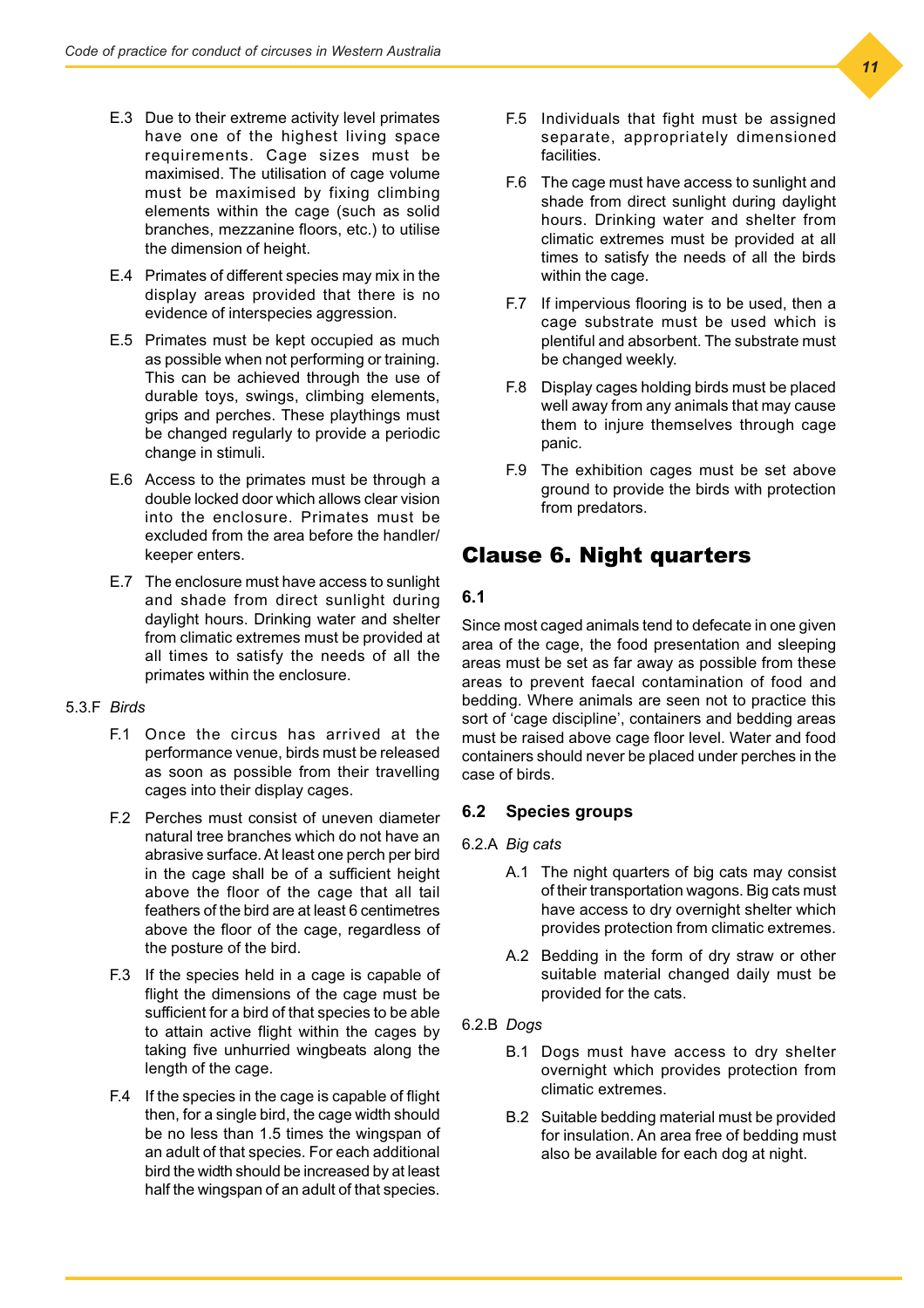E.3 Due to their extreme activity level primates have one of the highest living space requirements. Cage sizes must be maximised. The utilisation of cage volume must be maximised by fixing climbing elements within the cage (such as solid branches, mezzanine floors, etc.) to utilise the dimension of height.

E.4 Primates of different species may mix in the display areas provided that there is no evidence of interspecies aggression.

E.5 Primates must be kept occupied as much as possible when not performing or training. This can be achieved through the use of durable toys, swings, climbing elements, grips and perches. These playthings must be changed regularly to provide a periodic change in stimuli.

E.6 Access to the primates must be through a double locked door which allows clear vision into the enclosure. Primates must be excluded from the area before the handler/keeper enters.

E.7 The enclosure must have access to sunlight and shade from direct sunlight during daylight hours. Drinking water and shelter from climatic extremes must be provided at all times to satisfy the needs of all the primates within the enclosure.

5.3.F *Birds*

F.1 Once the circus has arrived at the performance venue, birds must be released as soon as possible from their travelling cages into their display cages.

F.2 Perches must consist of uneven diameter natural tree branches which do not have an abrasive surface. At least one perch per bird in the cage shall be of a sufficient height above the floor of the cage that all tail feathers of the bird are at least 6 centimetres above the floor of the cage, regardless of the posture of the bird.

F.3 If the species held in a cage is capable of flight the dimensions of the cage must be sufficient for a bird of that species to be able to attain active flight within the cages by taking five unhurried wingbeats along the length of the cage.

F.4 If the species in the cage is capable of flight then, for a single bird, the cage width should be no less than 1.5 times the wingspan of an adult of that species. For each additional bird the width should be increased by at least half the wingspan of an adult of that species.

F.5 Individuals that fight must be assigned separate, appropriately dimensioned facilities.

F.6 The cage must have access to sunlight and shade from direct sunlight during daylight hours. Drinking water and shelter from climatic extremes must be provided at all times to satisfy the needs of all the birds within the cage.

F.7 If impervious flooring is to be used, then a cage substrate must be used which is plentiful and absorbent. The substrate must be changed weekly.

F.8 Display cages holding birds must be placed well away from any animals that may cause them to injure themselves through cage panic.

F.9 The exhibition cages must be set above ground to provide the birds with protection from predators.

# Clause 6. Night quarters

### 6.1

Since most caged animals tend to defecate in one given area of the cage, the food presentation and sleeping areas must be set as far away as possible from these areas to prevent faecal contamination of food and bedding. Where animals are seen not to practice this sort of 'cage discipline', containers and bedding areas must be raised above cage floor level. Water and food containers should never be placed under perches in the case of birds.

### 6.2 Species groups

6.2.A *Big cats*

A.1 The night quarters of big cats may consist of their transportation wagons. Big cats must have access to dry overnight shelter which provides protection from climatic extremes.

A.2 Bedding in the form of dry straw or other suitable material changed daily must be provided for the cats.

6.2.B *Dogs*

B.1 Dogs must have access to dry shelter overnight which provides protection from climatic extremes.

B.2 Suitable bedding material must be provided for insulation. An area free of bedding must also be available for each dog at night.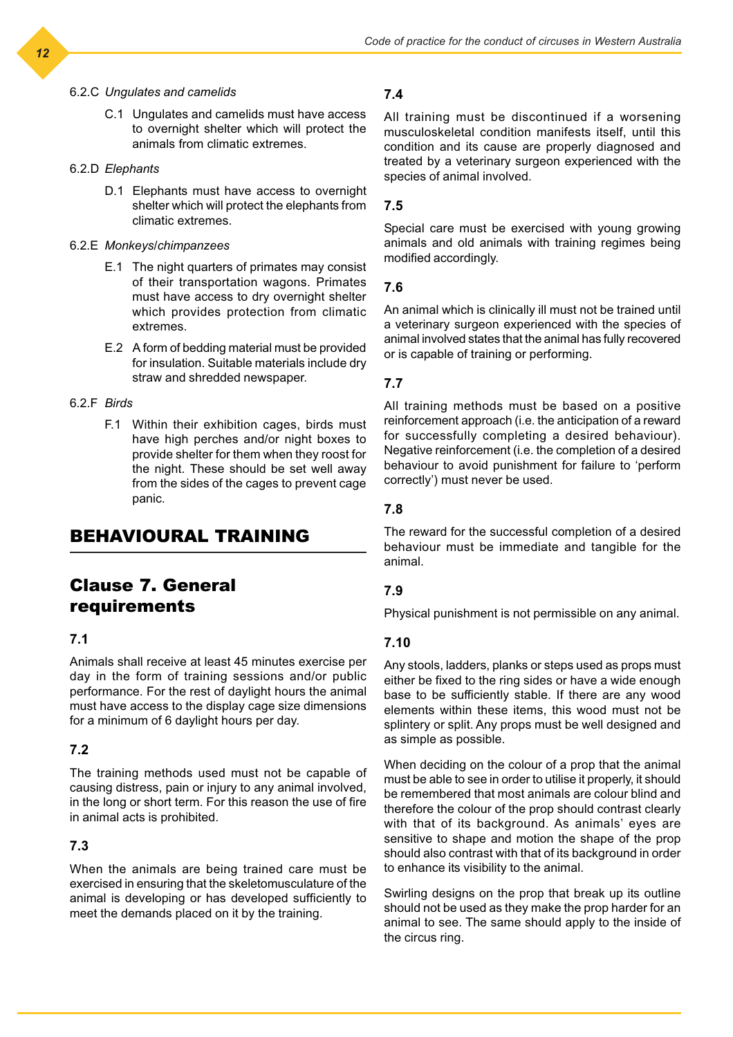6.2.C *Ungulates and camelids*

C.1 Ungulates and camelids must have access to overnight shelter which will protect the animals from climatic extremes.

6.2.D *Elephants*

D.1 Elephants must have access to overnight shelter which will protect the elephants from climatic extremes.

6.2.E *Monkeys/chimpanzees*

E.1 The night quarters of primates may consist of their transportation wagons. Primates must have access to dry overnight shelter which provides protection from climatic extremes.

E.2 A form of bedding material must be provided for insulation. Suitable materials include dry straw and shredded newspaper.

6.2.F *Birds*

F.1 Within their exhibition cages, birds must have high perches and/or night boxes to provide shelter for them when they roost for the night. These should be set well away from the sides of the cages to prevent cage panic.

# BEHAVIOURAL TRAINING

## Clause 7. General requirements

### 7.1

Animals shall receive at least 45 minutes exercise per day in the form of training sessions and/or public performance. For the rest of daylight hours the animal must have access to the display cage size dimensions for a minimum of 6 daylight hours per day.

### 7.2

The training methods used must not be capable of causing distress, pain or injury to any animal involved, in the long or short term. For this reason the use of fire in animal acts is prohibited.

### 7.3

When the animals are being trained care must be exercised in ensuring that the skeletomusculature of the animal is developing or has developed sufficiently to meet the demands placed on it by the training.

### 7.4

All training must be discontinued if a worsening musculoskeletal condition manifests itself, until this condition and its cause are properly diagnosed and treated by a veterinary surgeon experienced with the species of animal involved.

### 7.5

Special care must be exercised with young growing animals and old animals with training regimes being modified accordingly.

### 7.6

An animal which is clinically ill must not be trained until a veterinary surgeon experienced with the species of animal involved states that the animal has fully recovered or is capable of training or performing.

### 7.7

All training methods must be based on a positive reinforcement approach (i.e. the anticipation of a reward for successfully completing a desired behaviour). Negative reinforcement (i.e. the completion of a desired behaviour to avoid punishment for failure to 'perform correctly') must never be used.

### 7.8

The reward for the successful completion of a desired behaviour must be immediate and tangible for the animal.

### 7.9

Physical punishment is not permissible on any animal.

### 7.10

Any stools, ladders, planks or steps used as props must either be fixed to the ring sides or have a wide enough base to be sufficiently stable. If there are any wood elements within these items, this wood must not be splintery or split. Any props must be well designed and as simple as possible.

When deciding on the colour of a prop that the animal must be able to see in order to utilise it properly, it should be remembered that most animals are colour blind and therefore the colour of the prop should contrast clearly with that of its background. As animals' eyes are sensitive to shape and motion the shape of the prop should also contrast with that of its background in order to enhance its visibility to the animal.

Swirling designs on the prop that break up its outline should not be used as they make the prop harder for an animal to see. The same should apply to the inside of the circus ring.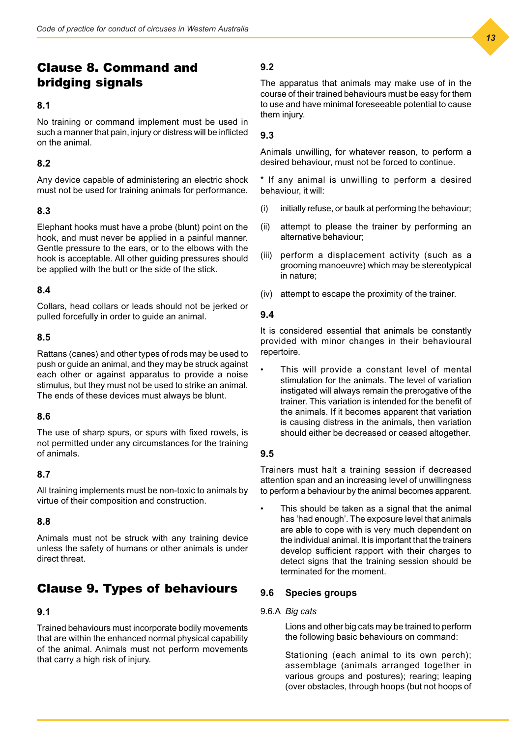## Clause 8. Command and bridging signals

### 8.1

No training or command implement must be used in such a manner that pain, injury or distress will be inflicted on the animal.

### 8.2

Any device capable of administering an electric shock must not be used for training animals for performance.

### 8.3

Elephant hooks must have a probe (blunt) point on the hook, and must never be applied in a painful manner. Gentle pressure to the ears, or to the elbows with the hook is acceptable. All other guiding pressures should be applied with the butt or the side of the stick.

### 8.4

Collars, head collars or leads should not be jerked or pulled forcefully in order to guide an animal.

### 8.5

Rattans (canes) and other types of rods may be used to push or guide an animal, and they may be struck against each other or against apparatus to provide a noise stimulus, but they must not be used to strike an animal. The ends of these devices must always be blunt.

### 8.6

The use of sharp spurs, or spurs with fixed rowels, is not permitted under any circumstances for the training of animals.

### 8.7

All training implements must be non-toxic to animals by virtue of their composition and construction.

### 8.8

Animals must not be struck with any training device unless the safety of humans or other animals is under direct threat.

## Clause 9. Types of behaviours

### 9.1

Trained behaviours must incorporate bodily movements that are within the enhanced normal physical capability of the animal. Animals must not perform movements that carry a high risk of injury.

### 9.2

The apparatus that animals may make use of in the course of their trained behaviours must be easy for them to use and have minimal foreseeable potential to cause them injury.

### 9.3

Animals unwilling, for whatever reason, to perform a desired behaviour, must not be forced to continue.

* If any animal is unwilling to perform a desired behaviour, it will:

(i) initially refuse, or baulk at performing the behaviour;

(ii) attempt to please the trainer by performing an alternative behaviour;

(iii) perform a displacement activity (such as a grooming manoeuvre) which may be stereotypical in nature;

(iv) attempt to escape the proximity of the trainer.

### 9.4

It is considered essential that animals be constantly provided with minor changes in their behavioural repertoire.

- This will provide a constant level of mental stimulation for the animals. The level of variation instigated will always remain the prerogative of the trainer. This variation is intended for the benefit of the animals. If it becomes apparent that variation is causing distress in the animals, then variation should either be decreased or ceased altogether.

### 9.5

Trainers must halt a training session if decreased attention span and an increasing level of unwillingness to perform a behaviour by the animal becomes apparent.

- This should be taken as a signal that the animal has 'had enough'. The exposure level that animals are able to cope with is very much dependent on the individual animal. It is important that the trainers develop sufficient rapport with their charges to detect signs that the training session should be terminated for the moment.

### 9.6 Species groups

9.6.A *Big cats*

Lions and other big cats may be trained to perform the following basic behaviours on command:

Stationing (each animal to its own perch); assemblage (animals arranged together in various groups and postures); rearing; leaping (over obstacles, through hoops (but not hoops of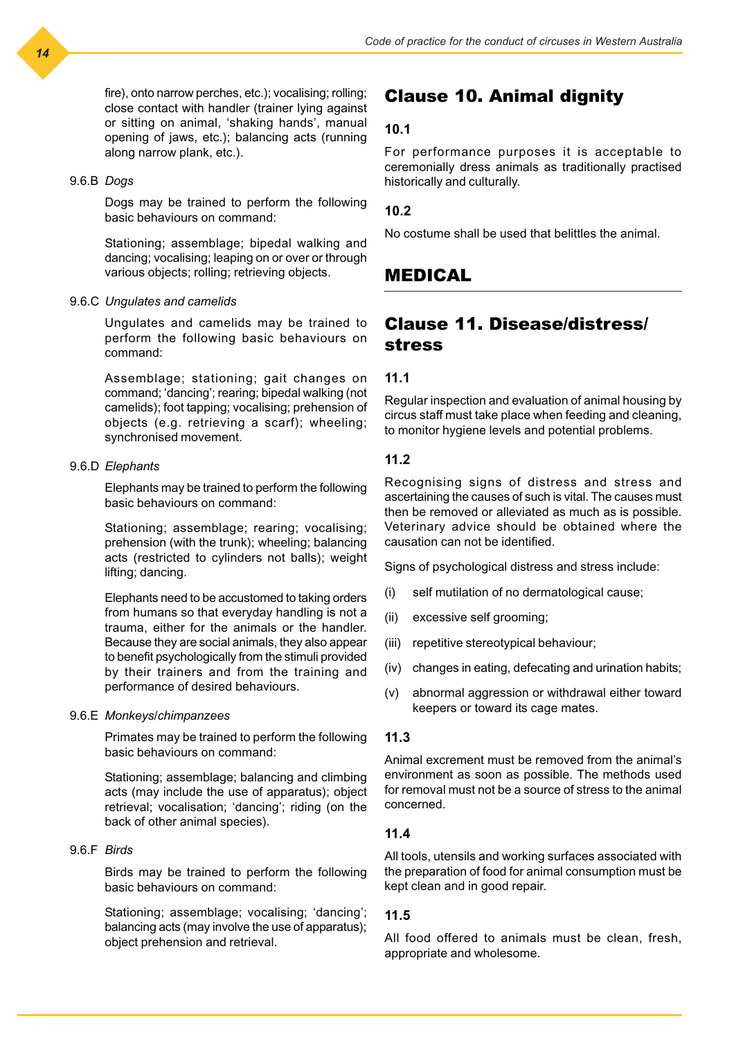fire), onto narrow perches, etc.); vocalising; rolling; close contact with handler (trainer lying against or sitting on animal, 'shaking hands', manual opening of jaws, etc.); balancing acts (running along narrow plank, etc.).

9.6.B *Dogs*

Dogs may be trained to perform the following basic behaviours on command:

Stationing; assemblage; bipedal walking and dancing; vocalising; leaping on or over or through various objects; rolling; retrieving objects.

9.6.C *Ungulates and camelids*

Ungulates and camelids may be trained to perform the following basic behaviours on command:

Assemblage; stationing; gait changes on command; 'dancing'; rearing; bipedal walking (not camelids); foot tapping; vocalising; prehension of objects (e.g. retrieving a scarf); wheeling; synchronised movement.

9.6.D *Elephants*

Elephants may be trained to perform the following basic behaviours on command:

Stationing; assemblage; rearing; vocalising; prehension (with the trunk); wheeling; balancing acts (restricted to cylinders not balls); weight lifting; dancing.

Elephants need to be accustomed to taking orders from humans so that everyday handling is not a trauma, either for the animals or the handler. Because they are social animals, they also appear to benefit psychologically from the stimuli provided by their trainers and from the training and performance of desired behaviours.

9.6.E *Monkeys/chimpanzees*

Primates may be trained to perform the following basic behaviours on command:

Stationing; assemblage; balancing and climbing acts (may include the use of apparatus); object retrieval; vocalisation; 'dancing'; riding (on the back of other animal species).

9.6.F *Birds*

Birds may be trained to perform the following basic behaviours on command:

Stationing; assemblage; vocalising; 'dancing'; balancing acts (may involve the use of apparatus); object prehension and retrieval.

## Clause 10. Animal dignity

### 10.1

For performance purposes it is acceptable to ceremonially dress animals as traditionally practised historically and culturally.

### 10.2

No costume shall be used that belittles the animal.

# MEDICAL

## Clause 11. Disease/distress/stress

### 11.1

Regular inspection and evaluation of animal housing by circus staff must take place when feeding and cleaning, to monitor hygiene levels and potential problems.

### 11.2

Recognising signs of distress and stress and ascertaining the causes of such is vital. The causes must then be removed or alleviated as much as is possible. Veterinary advice should be obtained where the causation can not be identified.

Signs of psychological distress and stress include:

(i) self mutilation of no dermatological cause;

(ii) excessive self grooming;

(iii) repetitive stereotypical behaviour;

(iv) changes in eating, defecating and urination habits;

(v) abnormal aggression or withdrawal either toward keepers or toward its cage mates.

### 11.3

Animal excrement must be removed from the animal's environment as soon as possible. The methods used for removal must not be a source of stress to the animal concerned.

### 11.4

All tools, utensils and working surfaces associated with the preparation of food for animal consumption must be kept clean and in good repair.

### 11.5

All food offered to animals must be clean, fresh, appropriate and wholesome.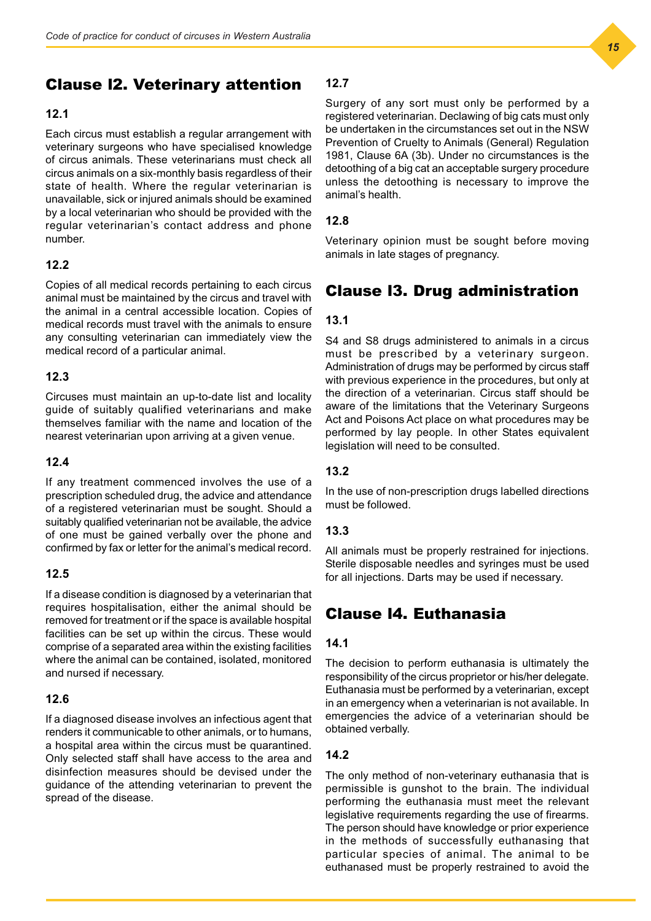## Clause 12. Veterinary attention

### 12.1

Each circus must establish a regular arrangement with veterinary surgeons who have specialised knowledge of circus animals. These veterinarians must check all circus animals on a six-monthly basis regardless of their state of health. Where the regular veterinarian is unavailable, sick or injured animals should be examined by a local veterinarian who should be provided with the regular veterinarian's contact address and phone number.

### 12.2

Copies of all medical records pertaining to each circus animal must be maintained by the circus and travel with the animal in a central accessible location. Copies of medical records must travel with the animals to ensure any consulting veterinarian can immediately view the medical record of a particular animal.

### 12.3

Circuses must maintain an up-to-date list and locality guide of suitably qualified veterinarians and make themselves familiar with the name and location of the nearest veterinarian upon arriving at a given venue.

### 12.4

If any treatment commenced involves the use of a prescription scheduled drug, the advice and attendance of a registered veterinarian must be sought. Should a suitably qualified veterinarian not be available, the advice of one must be gained verbally over the phone and confirmed by fax or letter for the animal's medical record.

### 12.5

If a disease condition is diagnosed by a veterinarian that requires hospitalisation, either the animal should be removed for treatment or if the space is available hospital facilities can be set up within the circus. These would comprise of a separated area within the existing facilities where the animal can be contained, isolated, monitored and nursed if necessary.

### 12.6

If a diagnosed disease involves an infectious agent that renders it communicable to other animals, or to humans, a hospital area within the circus must be quarantined. Only selected staff shall have access to the area and disinfection measures should be devised under the guidance of the attending veterinarian to prevent the spread of the disease.

### 12.7

Surgery of any sort must only be performed by a registered veterinarian. Declawing of big cats must only be undertaken in the circumstances set out in the NSW Prevention of Cruelty to Animals (General) Regulation 1981, Clause 6A (3b). Under no circumstances is the detoothing of a big cat an acceptable surgery procedure unless the detoothing is necessary to improve the animal's health.

### 12.8

Veterinary opinion must be sought before moving animals in late stages of pregnancy.

## Clause 13. Drug administration

### 13.1

S4 and S8 drugs administered to animals in a circus must be prescribed by a veterinary surgeon. Administration of drugs may be performed by circus staff with previous experience in the procedures, but only at the direction of a veterinarian. Circus staff should be aware of the limitations that the Veterinary Surgeons Act and Poisons Act place on what procedures may be performed by lay people. In other States equivalent legislation will need to be consulted.

### 13.2

In the use of non-prescription drugs labelled directions must be followed.

### 13.3

All animals must be properly restrained for injections. Sterile disposable needles and syringes must be used for all injections. Darts may be used if necessary.

## Clause 14. Euthanasia

### 14.1

The decision to perform euthanasia is ultimately the responsibility of the circus proprietor or his/her delegate. Euthanasia must be performed by a veterinarian, except in an emergency when a veterinarian is not available. In emergencies the advice of a veterinarian should be obtained verbally.

### 14.2

The only method of non-veterinary euthanasia that is permissible is gunshot to the brain. The individual performing the euthanasia must meet the relevant legislative requirements regarding the use of firearms. The person should have knowledge or prior experience in the methods of successfully euthanasing that particular species of animal. The animal to be euthanased must be properly restrained to avoid the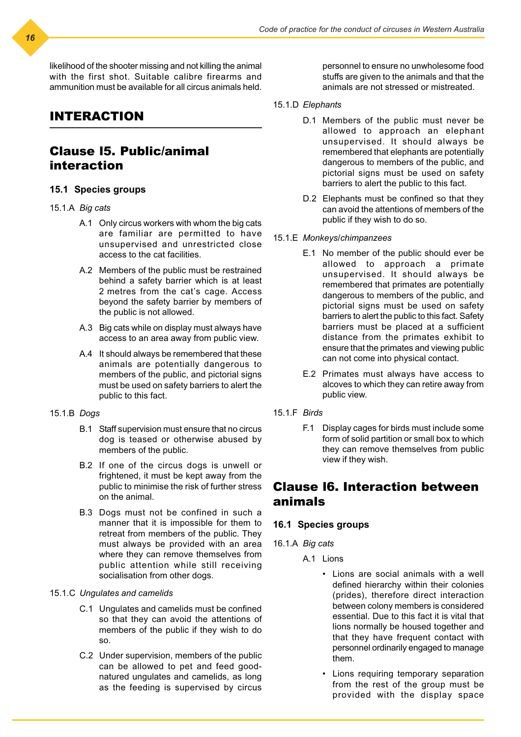likelihood of the shooter missing and not killing the animal with the first shot. Suitable calibre firearms and ammunition must be available for all circus animals held.

# INTERACTION

## Clause I5. Public/animal interaction

### 15.1 Species groups

15.1.A *Big cats*

A.1 Only circus workers with whom the big cats are familiar are permitted to have unsupervised and unrestricted close access to the cat facilities.

A.2 Members of the public must be restrained behind a safety barrier which is at least 2 metres from the cat's cage. Access beyond the safety barrier by members of the public is not allowed.

A.3 Big cats while on display must always have access to an area away from public view.

A.4 It should always be remembered that these animals are potentially dangerous to members of the public, and pictorial signs must be used on safety barriers to alert the public to this fact.

15.1.B *Dogs*

B.1 Staff supervision must ensure that no circus dog is teased or otherwise abused by members of the public.

B.2 If one of the circus dogs is unwell or frightened, it must be kept away from the public to minimise the risk of further stress on the animal.

B.3 Dogs must not be confined in such a manner that it is impossible for them to retreat from members of the public. They must always be provided with an area where they can remove themselves from public attention while still receiving socialisation from other dogs.

15.1.C *Ungulates and camelids*

C.1 Ungulates and camelids must be confined so that they can avoid the attentions of members of the public if they wish to do so.

C.2 Under supervision, members of the public can be allowed to pet and feed good-natured ungulates and camelids, as long as the feeding is supervised by circus personnel to ensure no unwholesome food stuffs are given to the animals and that the animals are not stressed or mistreated.

15.1.D *Elephants*

D.1 Members of the public must never be allowed to approach an elephant unsupervised. It should always be remembered that elephants are potentially dangerous to members of the public, and pictorial signs must be used on safety barriers to alert the public to this fact.

D.2 Elephants must be confined so that they can avoid the attentions of members of the public if they wish to do so.

15.1.E *Monkeys/chimpanzees*

E.1 No member of the public should ever be allowed to approach a primate unsupervised. It should always be remembered that primates are potentially dangerous to members of the public, and pictorial signs must be used on safety barriers to alert the public to this fact. Safety barriers must be placed at a sufficient distance from the primates exhibit to ensure that the primates and viewing public can not come into physical contact.

E.2 Primates must always have access to alcoves to which they can retire away from public view.

15.1.F *Birds*

F.1 Display cages for birds must include some form of solid partition or small box to which they can remove themselves from public view if they wish.

## Clause I6. Interaction between animals

### 16.1 Species groups

16.1.A *Big cats*

A.1 Lions

- Lions are social animals with a well defined hierarchy within their colonies (prides), therefore direct interaction between colony members is considered essential. Due to this fact it is vital that lions normally be housed together and that they have frequent contact with personnel ordinarily engaged to manage them.
- Lions requiring temporary separation from the rest of the group must be provided with the display space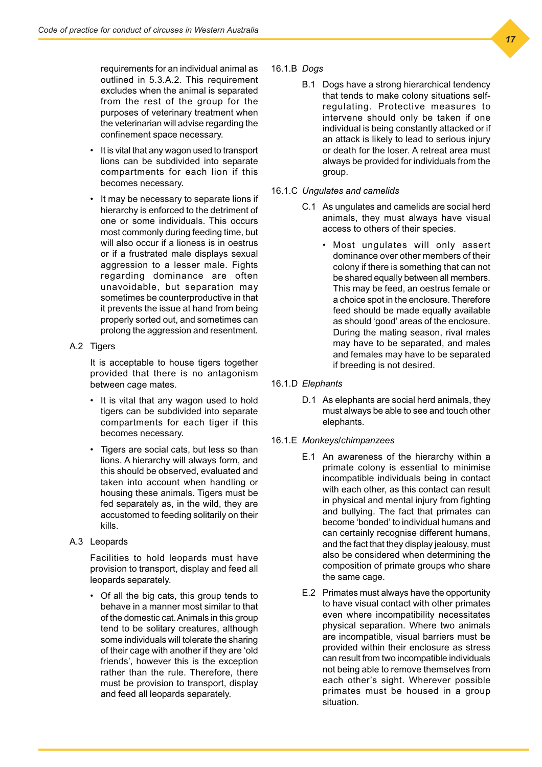requirements for an individual animal as outlined in 5.3.A.2. This requirement excludes when the animal is separated from the rest of the group for the purposes of veterinary treatment when the veterinarian will advise regarding the confinement space necessary.

- It is vital that any wagon used to transport lions can be subdivided into separate compartments for each lion if this becomes necessary.
- It may be necessary to separate lions if hierarchy is enforced to the detriment of one or some individuals. This occurs most commonly during feeding time, but will also occur if a lioness is in oestrus or if a frustrated male displays sexual aggression to a lesser male. Fights regarding dominance are often unavoidable, but separation may sometimes be counterproductive in that it prevents the issue at hand from being properly sorted out, and sometimes can prolong the aggression and resentment.

A.2 Tigers

It is acceptable to house tigers together provided that there is no antagonism between cage mates.

- It is vital that any wagon used to hold tigers can be subdivided into separate compartments for each tiger if this becomes necessary.
- Tigers are social cats, but less so than lions. A hierarchy will always form, and this should be observed, evaluated and taken into account when handling or housing these animals. Tigers must be fed separately as, in the wild, they are accustomed to feeding solitarily on their kills.

A.3 Leopards

Facilities to hold leopards must have provision to transport, display and feed all leopards separately.

- Of all the big cats, this group tends to behave in a manner most similar to that of the domestic cat. Animals in this group tend to be solitary creatures, although some individuals will tolerate the sharing of their cage with another if they are 'old friends', however this is the exception rather than the rule. Therefore, there must be provision to transport, display and feed all leopards separately.

16.1.B *Dogs*

B.1 Dogs have a strong hierarchical tendency that tends to make colony situations self-regulating. Protective measures to intervene should only be taken if one individual is being constantly attacked or if an attack is likely to lead to serious injury or death for the loser. A retreat area must always be provided for individuals from the group.

16.1.C *Ungulates and camelids*

C.1 As ungulates and camelids are social herd animals, they must always have visual access to others of their species.

- Most ungulates will only assert dominance over other members of their colony if there is something that can not be shared equally between all members. This may be feed, an oestrus female or a choice spot in the enclosure. Therefore feed should be made equally available as should 'good' areas of the enclosure. During the mating season, rival males may have to be separated, and males and females may have to be separated if breeding is not desired.

16.1.D *Elephants*

D.1 As elephants are social herd animals, they must always be able to see and touch other elephants.

16.1.E *Monkeys/chimpanzees*

E.1 An awareness of the hierarchy within a primate colony is essential to minimise incompatible individuals being in contact with each other, as this contact can result in physical and mental injury from fighting and bullying. The fact that primates can become 'bonded' to individual humans and can certainly recognise different humans, and the fact that they display jealousy, must also be considered when determining the composition of primate groups who share the same cage.

E.2 Primates must always have the opportunity to have visual contact with other primates even where incompatibility necessitates physical separation. Where two animals are incompatible, visual barriers must be provided within their enclosure as stress can result from two incompatible individuals not being able to remove themselves from each other's sight. Wherever possible primates must be housed in a group situation.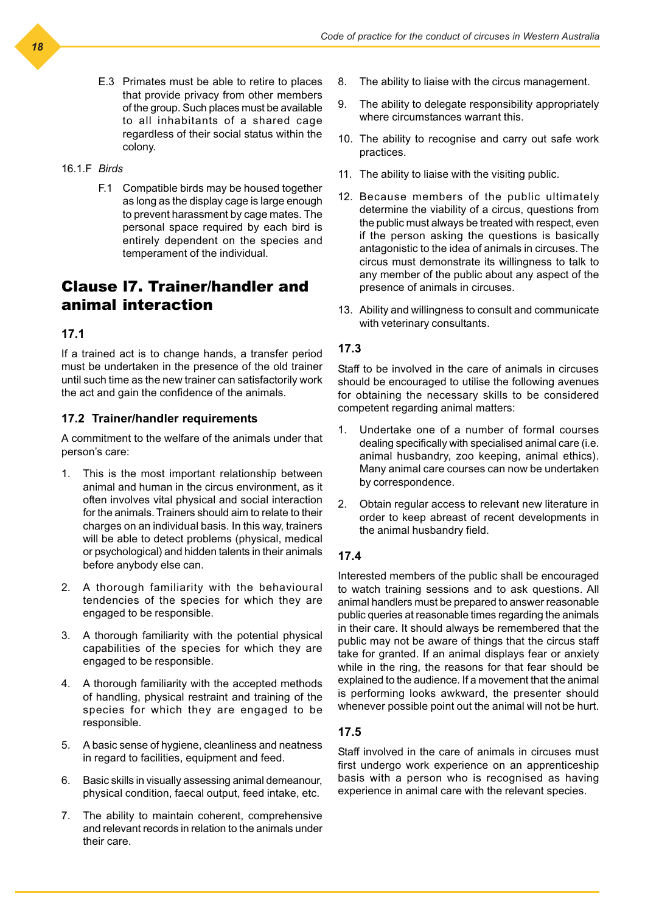E.3 Primates must be able to retire to places that provide privacy from other members of the group. Such places must be available to all inhabitants of a shared cage regardless of their social status within the colony.

16.1.F *Birds*

F.1 Compatible birds may be housed together as long as the display cage is large enough to prevent harassment by cage mates. The personal space required by each bird is entirely dependent on the species and temperament of the individual.

## Clause 17. Trainer/handler and animal interaction

### 17.1

If a trained act is to change hands, a transfer period must be undertaken in the presence of the old trainer until such time as the new trainer can satisfactorily work the act and gain the confidence of the animals.

### 17.2 Trainer/handler requirements

A commitment to the welfare of the animals under that person's care:

1. This is the most important relationship between animal and human in the circus environment, as it often involves vital physical and social interaction for the animals. Trainers should aim to relate to their charges on an individual basis. In this way, trainers will be able to detect problems (physical, medical or psychological) and hidden talents in their animals before anybody else can.
2. A thorough familiarity with the behavioural tendencies of the species for which they are engaged to be responsible.
3. A thorough familiarity with the potential physical capabilities of the species for which they are engaged to be responsible.
4. A thorough familiarity with the accepted methods of handling, physical restraint and training of the species for which they are engaged to be responsible.
5. A basic sense of hygiene, cleanliness and neatness in regard to facilities, equipment and feed.
6. Basic skills in visually assessing animal demeanour, physical condition, faecal output, feed intake, etc.
7. The ability to maintain coherent, comprehensive and relevant records in relation to the animals under their care.
8. The ability to liaise with the circus management.
9. The ability to delegate responsibility appropriately where circumstances warrant this.
10. The ability to recognise and carry out safe work practices.
11. The ability to liaise with the visiting public.
12. Because members of the public ultimately determine the viability of a circus, questions from the public must always be treated with respect, even if the person asking the questions is basically antagonistic to the idea of animals in circuses. The circus must demonstrate its willingness to talk to any member of the public about any aspect of the presence of animals in circuses.
13. Ability and willingness to consult and communicate with veterinary consultants.

### 17.3

Staff to be involved in the care of animals in circuses should be encouraged to utilise the following avenues for obtaining the necessary skills to be considered competent regarding animal matters:

1. Undertake one of a number of formal courses dealing specifically with specialised animal care (i.e. animal husbandry, zoo keeping, animal ethics). Many animal care courses can now be undertaken by correspondence.
2. Obtain regular access to relevant new literature in order to keep abreast of recent developments in the animal husbandry field.

### 17.4

Interested members of the public shall be encouraged to watch training sessions and to ask questions. All animal handlers must be prepared to answer reasonable public queries at reasonable times regarding the animals in their care. It should always be remembered that the public may not be aware of things that the circus staff take for granted. If an animal displays fear or anxiety while in the ring, the reasons for that fear should be explained to the audience. If a movement that the animal is performing looks awkward, the presenter should whenever possible point out the animal will not be hurt.

### 17.5

Staff involved in the care of animals in circuses must first undergo work experience on an apprenticeship basis with a person who is recognised as having experience in animal care with the relevant species.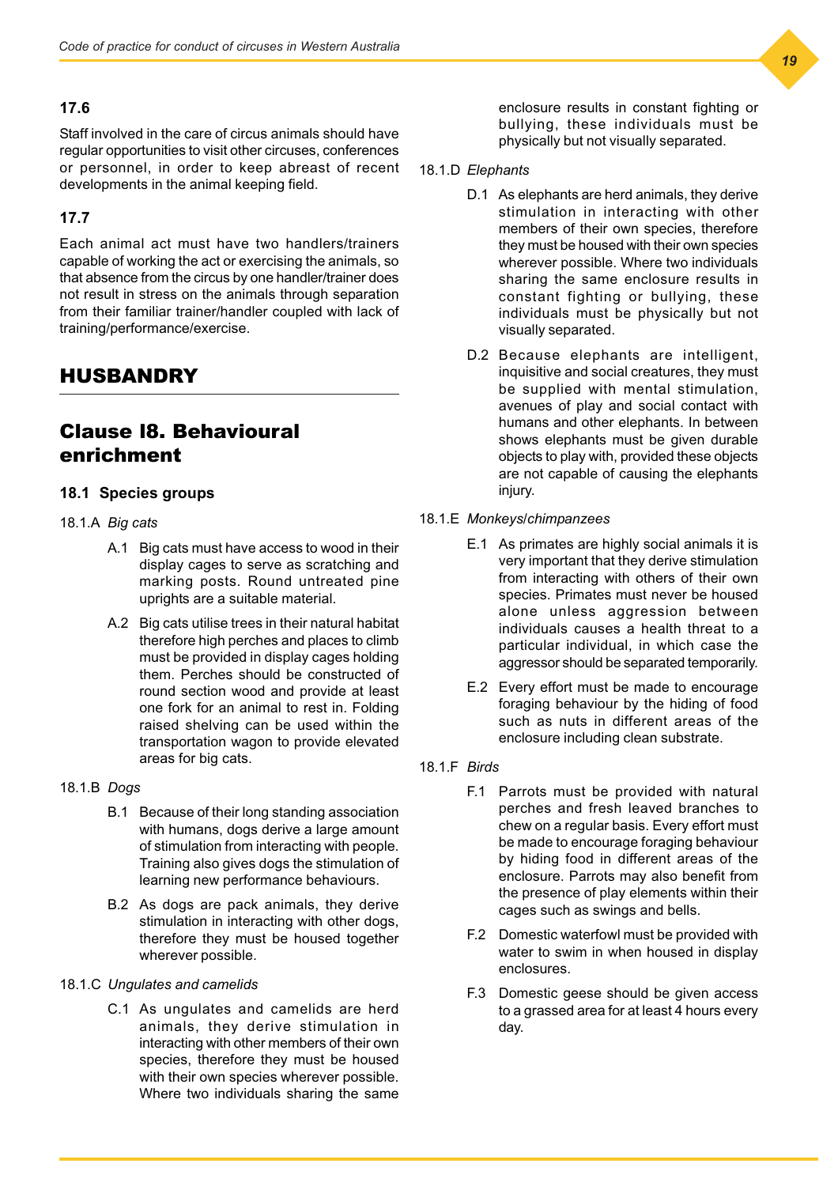### 17.6

Staff involved in the care of circus animals should have regular opportunities to visit other circuses, conferences or personnel, in order to keep abreast of recent developments in the animal keeping field.

### 17.7

Each animal act must have two handlers/trainers capable of working the act or exercising the animals, so that absence from the circus by one handler/trainer does not result in stress on the animals through separation from their familiar trainer/handler coupled with lack of training/performance/exercise.

## HUSBANDRY

## Clause I8. Behavioural enrichment

### 18.1 Species groups

18.1.A *Big cats*

A.1 Big cats must have access to wood in their display cages to serve as scratching and marking posts. Round untreated pine uprights are a suitable material.

A.2 Big cats utilise trees in their natural habitat therefore high perches and places to climb must be provided in display cages holding them. Perches should be constructed of round section wood and provide at least one fork for an animal to rest in. Folding raised shelving can be used within the transportation wagon to provide elevated areas for big cats.

18.1.B *Dogs*

B.1 Because of their long standing association with humans, dogs derive a large amount of stimulation from interacting with people. Training also gives dogs the stimulation of learning new performance behaviours.

B.2 As dogs are pack animals, they derive stimulation in interacting with other dogs, therefore they must be housed together wherever possible.

18.1.C *Ungulates and camelids*

C.1 As ungulates and camelids are herd animals, they derive stimulation in interacting with other members of their own species, therefore they must be housed with their own species wherever possible. Where two individuals sharing the same enclosure results in constant fighting or bullying, these individuals must be physically but not visually separated.

18.1.D *Elephants*

D.1 As elephants are herd animals, they derive stimulation in interacting with other members of their own species, therefore they must be housed with their own species wherever possible. Where two individuals sharing the same enclosure results in constant fighting or bullying, these individuals must be physically but not visually separated.

D.2 Because elephants are intelligent, inquisitive and social creatures, they must be supplied with mental stimulation, avenues of play and social contact with humans and other elephants. In between shows elephants must be given durable objects to play with, provided these objects are not capable of causing the elephants injury.

18.1.E *Monkeys/chimpanzees*

E.1 As primates are highly social animals it is very important that they derive stimulation from interacting with others of their own species. Primates must never be housed alone unless aggression between individuals causes a health threat to a particular individual, in which case the aggressor should be separated temporarily.

E.2 Every effort must be made to encourage foraging behaviour by the hiding of food such as nuts in different areas of the enclosure including clean substrate.

18.1.F *Birds*

F.1 Parrots must be provided with natural perches and fresh leaved branches to chew on a regular basis. Every effort must be made to encourage foraging behaviour by hiding food in different areas of the enclosure. Parrots may also benefit from the presence of play elements within their cages such as swings and bells.

F.2 Domestic waterfowl must be provided with water to swim in when housed in display enclosures.

F.3 Domestic geese should be given access to a grassed area for at least 4 hours every day.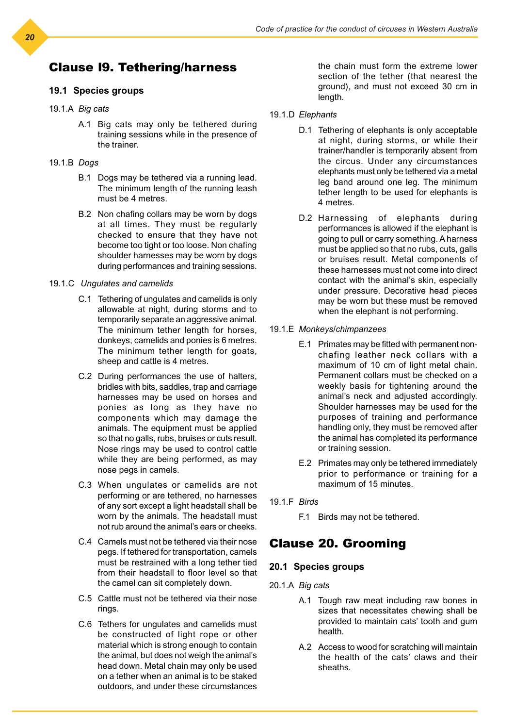# Clause I9. Tethering/harness

## 19.1 Species groups

19.1.A *Big cats*

A.1 Big cats may only be tethered during training sessions while in the presence of the trainer.

19.1.B *Dogs*

B.1 Dogs may be tethered via a running lead. The minimum length of the running leash must be 4 metres.

B.2 Non chafing collars may be worn by dogs at all times. They must be regularly checked to ensure that they have not become too tight or too loose. Non chafing shoulder harnesses may be worn by dogs during performances and training sessions.

19.1.C *Ungulates and camelids*

C.1 Tethering of ungulates and camelids is only allowable at night, during storms and to temporarily separate an aggressive animal. The minimum tether length for horses, donkeys, camelids and ponies is 6 metres. The minimum tether length for goats, sheep and cattle is 4 metres.

C.2 During performances the use of halters, bridles with bits, saddles, trap and carriage harnesses may be used on horses and ponies as long as they have no components which may damage the animals. The equipment must be applied so that no galls, rubs, bruises or cuts result. Nose rings may be used to control cattle while they are being performed, as may nose pegs in camels.

C.3 When ungulates or camelids are not performing or are tethered, no harnesses of any sort except a light headstall shall be worn by the animals. The headstall must not rub around the animal's ears or cheeks.

C.4 Camels must not be tethered via their nose pegs. If tethered for transportation, camels must be restrained with a long tether tied from their headstall to floor level so that the camel can sit completely down.

C.5 Cattle must not be tethered via their nose rings.

C.6 Tethers for ungulates and camelids must be constructed of light rope or other material which is strong enough to contain the animal, but does not weigh the animal's head down. Metal chain may only be used on a tether when an animal is to be staked outdoors, and under these circumstances the chain must form the extreme lower section of the tether (that nearest the ground), and must not exceed 30 cm in length.

19.1.D *Elephants*

D.1 Tethering of elephants is only acceptable at night, during storms, or while their trainer/handler is temporarily absent from the circus. Under any circumstances elephants must only be tethered via a metal leg band around one leg. The minimum tether length to be used for elephants is 4 metres.

D.2 Harnessing of elephants during performances is allowed if the elephant is going to pull or carry something. A harness must be applied so that no rubs, cuts, galls or bruises result. Metal components of these harnesses must not come into direct contact with the animal's skin, especially under pressure. Decorative head pieces may be worn but these must be removed when the elephant is not performing.

19.1.E *Monkeys/chimpanzees*

E.1 Primates may be fitted with permanent non-chafing leather neck collars with a maximum of 10 cm of light metal chain. Permanent collars must be checked on a weekly basis for tightening around the animal's neck and adjusted accordingly. Shoulder harnesses may be used for the purposes of training and performance handling only, they must be removed after the animal has completed its performance or training session.

E.2 Primates may only be tethered immediately prior to performance or training for a maximum of 15 minutes.

19.1.F *Birds*

F.1 Birds may not be tethered.

# Clause 20. Grooming

## 20.1 Species groups

20.1.A *Big cats*

A.1 Tough raw meat including raw bones in sizes that necessitates chewing shall be provided to maintain cats' tooth and gum health.

A.2 Access to wood for scratching will maintain the health of the cats' claws and their sheaths.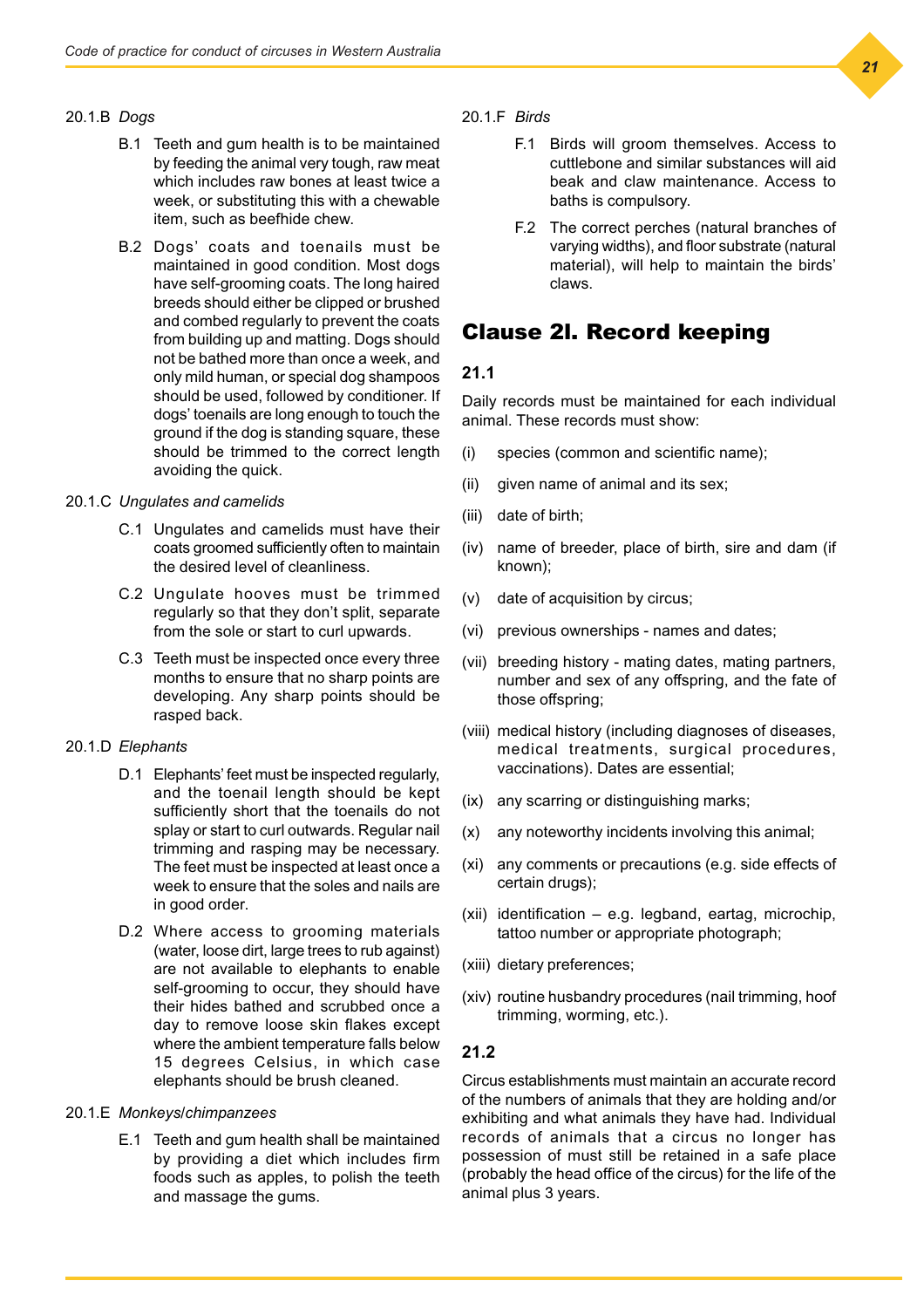20.1.B *Dogs*

B.1 Teeth and gum health is to be maintained by feeding the animal very tough, raw meat which includes raw bones at least twice a week, or substituting this with a chewable item, such as beefhide chew.

B.2 Dogs' coats and toenails must be maintained in good condition. Most dogs have self-grooming coats. The long haired breeds should either be clipped or brushed and combed regularly to prevent the coats from building up and matting. Dogs should not be bathed more than once a week, and only mild human, or special dog shampoos should be used, followed by conditioner. If dogs' toenails are long enough to touch the ground if the dog is standing square, these should be trimmed to the correct length avoiding the quick.

20.1.C *Ungulates and camelids*

C.1 Ungulates and camelids must have their coats groomed sufficiently often to maintain the desired level of cleanliness.

C.2 Ungulate hooves must be trimmed regularly so that they don't split, separate from the sole or start to curl upwards.

C.3 Teeth must be inspected once every three months to ensure that no sharp points are developing. Any sharp points should be rasped back.

20.1.D *Elephants*

D.1 Elephants' feet must be inspected regularly, and the toenail length should be kept sufficiently short that the toenails do not splay or start to curl outwards. Regular nail trimming and rasping may be necessary. The feet must be inspected at least once a week to ensure that the soles and nails are in good order.

D.2 Where access to grooming materials (water, loose dirt, large trees to rub against) are not available to elephants to enable self-grooming to occur, they should have their hides bathed and scrubbed once a day to remove loose skin flakes except where the ambient temperature falls below 15 degrees Celsius, in which case elephants should be brush cleaned.

20.1.E *Monkeys/chimpanzees*

E.1 Teeth and gum health shall be maintained by providing a diet which includes firm foods such as apples, to polish the teeth and massage the gums.

20.1.F *Birds*

F.1 Birds will groom themselves. Access to cuttlebone and similar substances will aid beak and claw maintenance. Access to baths is compulsory.

F.2 The correct perches (natural branches of varying widths), and floor substrate (natural material), will help to maintain the birds' claws.

## Clause 21. Record keeping

### 21.1

Daily records must be maintained for each individual animal. These records must show:

(i) species (common and scientific name);

(ii) given name of animal and its sex;

(iii) date of birth;

(iv) name of breeder, place of birth, sire and dam (if known);

(v) date of acquisition by circus;

(vi) previous ownerships - names and dates;

(vii) breeding history - mating dates, mating partners, number and sex of any offspring, and the fate of those offspring;

(viii) medical history (including diagnoses of diseases, medical treatments, surgical procedures, vaccinations). Dates are essential;

(ix) any scarring or distinguishing marks;

(x) any noteworthy incidents involving this animal;

(xi) any comments or precautions (e.g. side effects of certain drugs);

(xii) identification – e.g. legband, eartag, microchip, tattoo number or appropriate photograph;

(xiii) dietary preferences;

(xiv) routine husbandry procedures (nail trimming, hoof trimming, worming, etc.).

### 21.2

Circus establishments must maintain an accurate record of the numbers of animals that they are holding and/or exhibiting and what animals they have had. Individual records of animals that a circus no longer has possession of must still be retained in a safe place (probably the head office of the circus) for the life of the animal plus 3 years.